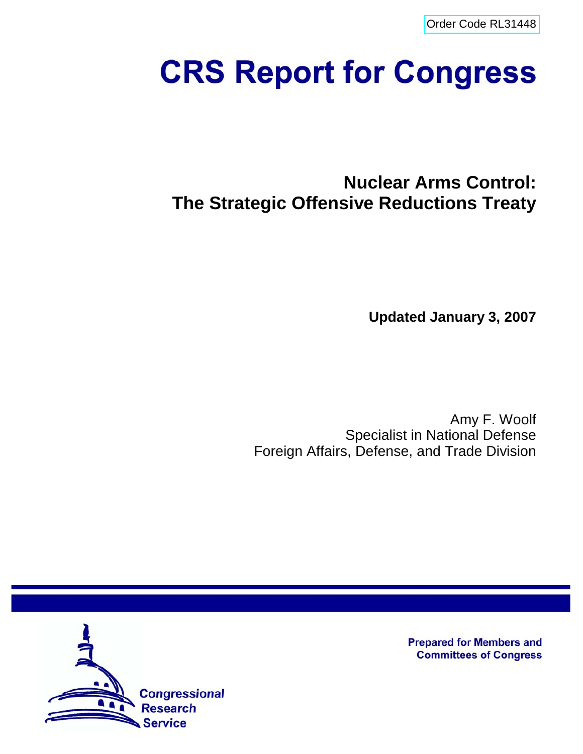Order Code RL31448

# CRS Report for Congress

## Nuclear Arms Control: The Strategic Offensive Reductions Treaty

**Updated January 3, 2007**

Amy F. Woolf
Specialist in National Defense
Foreign Affairs, Defense, and Trade Division

Prepared for Members and Committees of Congress

Congressional Research Service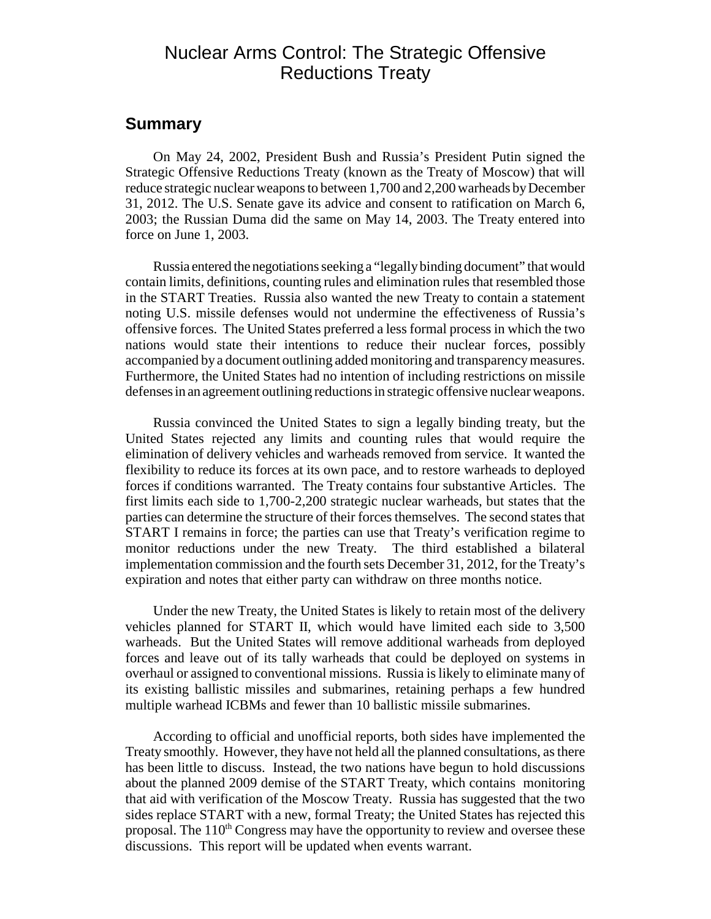# Nuclear Arms Control: The Strategic Offensive Reductions Treaty

## Summary

On May 24, 2002, President Bush and Russia's President Putin signed the Strategic Offensive Reductions Treaty (known as the Treaty of Moscow) that will reduce strategic nuclear weapons to between 1,700 and 2,200 warheads by December 31, 2012. The U.S. Senate gave its advice and consent to ratification on March 6, 2003; the Russian Duma did the same on May 14, 2003. The Treaty entered into force on June 1, 2003.

Russia entered the negotiations seeking a "legally binding document" that would contain limits, definitions, counting rules and elimination rules that resembled those in the START Treaties. Russia also wanted the new Treaty to contain a statement noting U.S. missile defenses would not undermine the effectiveness of Russia's offensive forces. The United States preferred a less formal process in which the two nations would state their intentions to reduce their nuclear forces, possibly accompanied by a document outlining added monitoring and transparency measures. Furthermore, the United States had no intention of including restrictions on missile defenses in an agreement outlining reductions in strategic offensive nuclear weapons.

Russia convinced the United States to sign a legally binding treaty, but the United States rejected any limits and counting rules that would require the elimination of delivery vehicles and warheads removed from service. It wanted the flexibility to reduce its forces at its own pace, and to restore warheads to deployed forces if conditions warranted. The Treaty contains four substantive Articles. The first limits each side to 1,700-2,200 strategic nuclear warheads, but states that the parties can determine the structure of their forces themselves. The second states that START I remains in force; the parties can use that Treaty's verification regime to monitor reductions under the new Treaty. The third established a bilateral implementation commission and the fourth sets December 31, 2012, for the Treaty's expiration and notes that either party can withdraw on three months notice.

Under the new Treaty, the United States is likely to retain most of the delivery vehicles planned for START II, which would have limited each side to 3,500 warheads. But the United States will remove additional warheads from deployed forces and leave out of its tally warheads that could be deployed on systems in overhaul or assigned to conventional missions. Russia is likely to eliminate many of its existing ballistic missiles and submarines, retaining perhaps a few hundred multiple warhead ICBMs and fewer than 10 ballistic missile submarines.

According to official and unofficial reports, both sides have implemented the Treaty smoothly. However, they have not held all the planned consultations, as there has been little to discuss. Instead, the two nations have begun to hold discussions about the planned 2009 demise of the START Treaty, which contains monitoring that aid with verification of the Moscow Treaty. Russia has suggested that the two sides replace START with a new, formal Treaty; the United States has rejected this proposal. The 110th Congress may have the opportunity to review and oversee these discussions. This report will be updated when events warrant.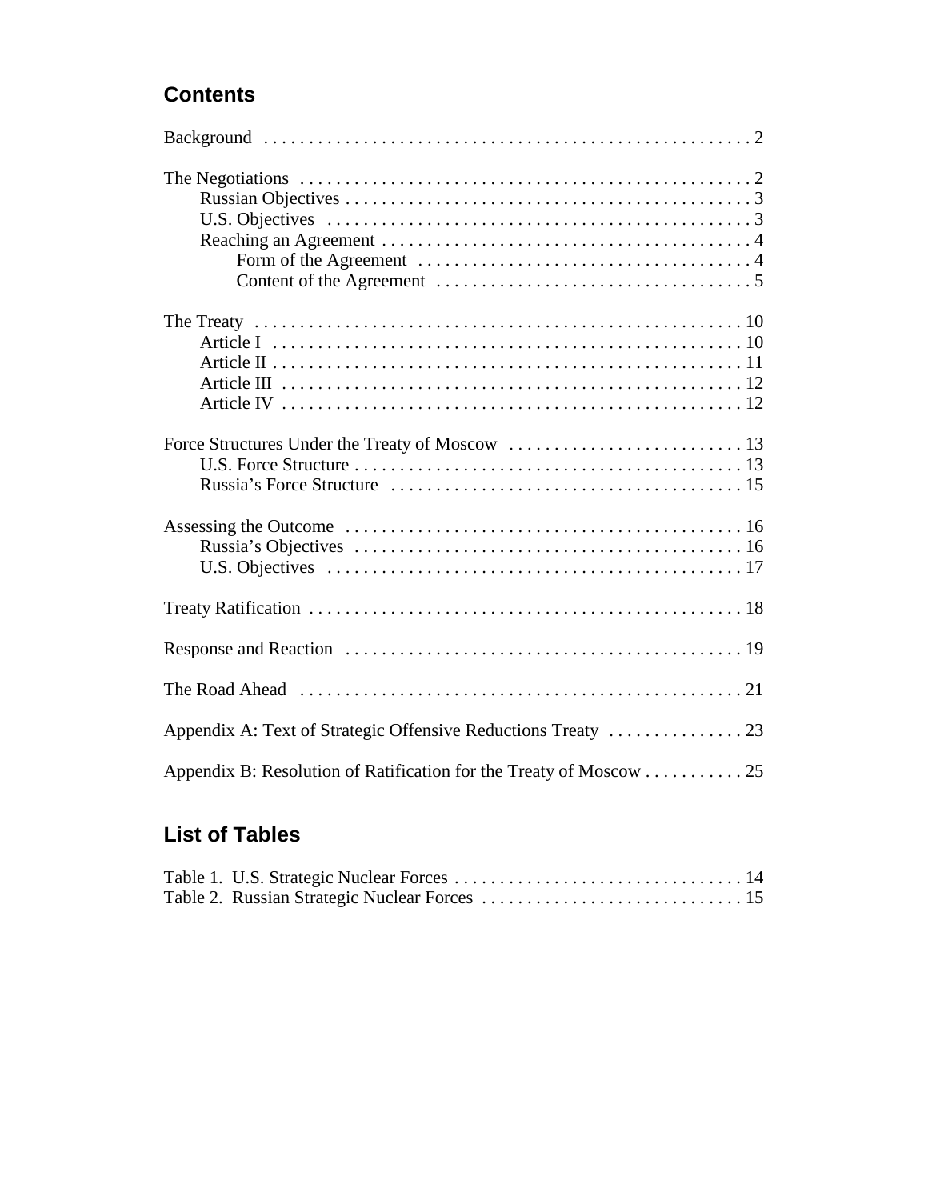## Contents

Background . . . . . . . . . . . . . . . . . . . . . . . . . . . . . . . . . . . . . . . . . . . . . . . . . . . . 2

The Negotiations . . . . . . . . . . . . . . . . . . . . . . . . . . . . . . . . . . . . . . . . . . . . . . . . . . 2
- Russian Objectives . . . . . . . . . . . . . . . . . . . . . . . . . . . . . . . . . . . . . . . . . . . . . 3
- U.S. Objectives . . . . . . . . . . . . . . . . . . . . . . . . . . . . . . . . . . . . . . . . . . . . . . . 3
- Reaching an Agreement . . . . . . . . . . . . . . . . . . . . . . . . . . . . . . . . . . . . . . . . . 4
  - Form of the Agreement . . . . . . . . . . . . . . . . . . . . . . . . . . . . . . . . . . . . . 4
  - Content of the Agreement . . . . . . . . . . . . . . . . . . . . . . . . . . . . . . . . . . . 5

The Treaty . . . . . . . . . . . . . . . . . . . . . . . . . . . . . . . . . . . . . . . . . . . . . . . . . . . . . 10
- Article I . . . . . . . . . . . . . . . . . . . . . . . . . . . . . . . . . . . . . . . . . . . . . . . . . . . . 10
- Article II . . . . . . . . . . . . . . . . . . . . . . . . . . . . . . . . . . . . . . . . . . . . . . . . . . . 11
- Article III . . . . . . . . . . . . . . . . . . . . . . . . . . . . . . . . . . . . . . . . . . . . . . . . . . . 12
- Article IV . . . . . . . . . . . . . . . . . . . . . . . . . . . . . . . . . . . . . . . . . . . . . . . . . . . 12

Force Structures Under the Treaty of Moscow . . . . . . . . . . . . . . . . . . . . . . . . . . 13
- U.S. Force Structure . . . . . . . . . . . . . . . . . . . . . . . . . . . . . . . . . . . . . . . . . . . 13
- Russia's Force Structure . . . . . . . . . . . . . . . . . . . . . . . . . . . . . . . . . . . . . . . 15

Assessing the Outcome . . . . . . . . . . . . . . . . . . . . . . . . . . . . . . . . . . . . . . . . . . . . 16
- Russia's Objectives . . . . . . . . . . . . . . . . . . . . . . . . . . . . . . . . . . . . . . . . . . . 16
- U.S. Objectives . . . . . . . . . . . . . . . . . . . . . . . . . . . . . . . . . . . . . . . . . . . . . . 17

Treaty Ratification . . . . . . . . . . . . . . . . . . . . . . . . . . . . . . . . . . . . . . . . . . . . . . . 18

Response and Reaction . . . . . . . . . . . . . . . . . . . . . . . . . . . . . . . . . . . . . . . . . . . . 19

The Road Ahead . . . . . . . . . . . . . . . . . . . . . . . . . . . . . . . . . . . . . . . . . . . . . . . . . 21

Appendix A: Text of Strategic Offensive Reductions Treaty . . . . . . . . . . . . . . . 23

Appendix B: Resolution of Ratification for the Treaty of Moscow . . . . . . . . . . . 25

## List of Tables

Table 1. U.S. Strategic Nuclear Forces . . . . . . . . . . . . . . . . . . . . . . . . . . . . . . . . 14
Table 2. Russian Strategic Nuclear Forces . . . . . . . . . . . . . . . . . . . . . . . . . . . . . 15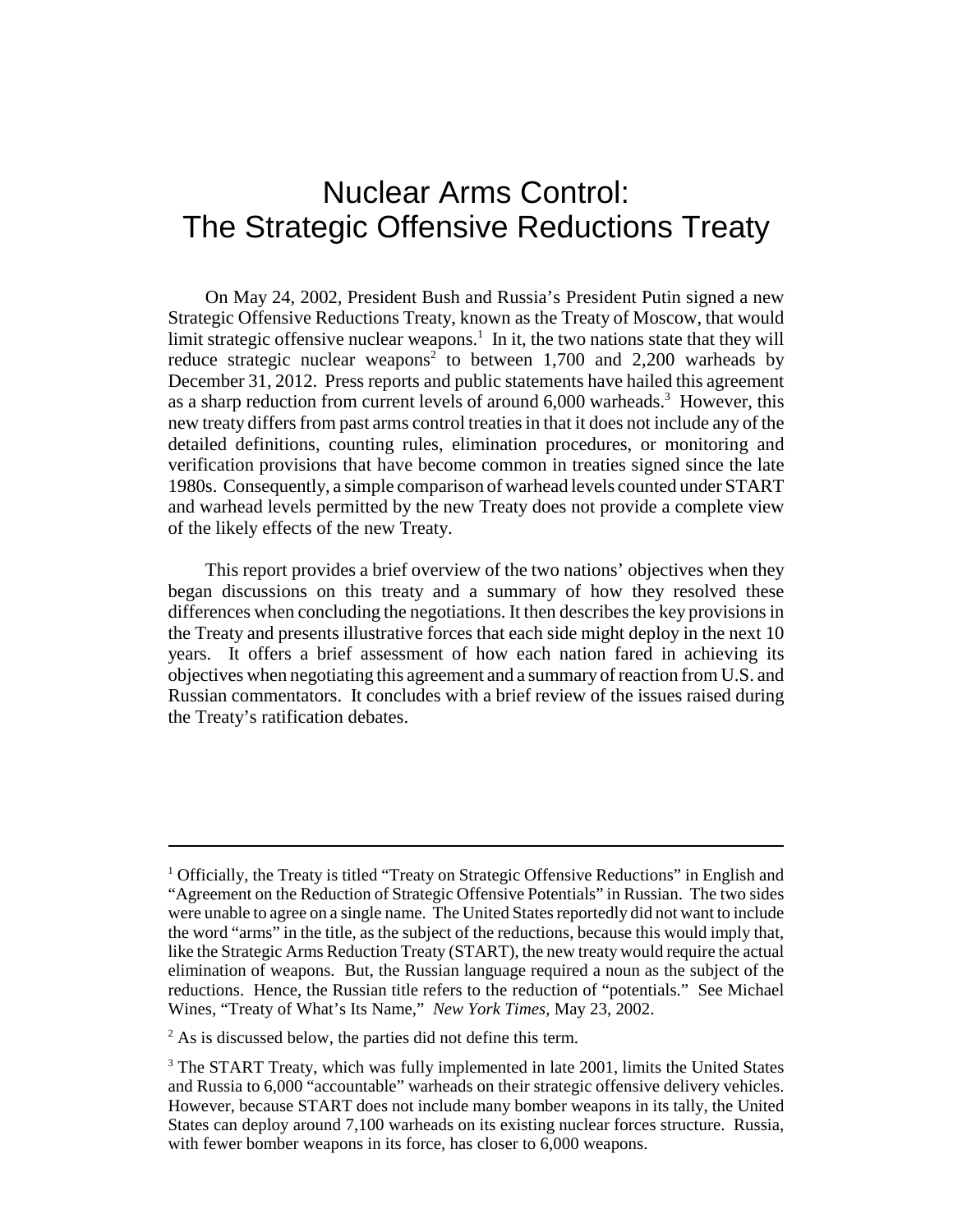# Nuclear Arms Control: The Strategic Offensive Reductions Treaty

On May 24, 2002, President Bush and Russia's President Putin signed a new Strategic Offensive Reductions Treaty, known as the Treaty of Moscow, that would limit strategic offensive nuclear weapons.[1] In it, the two nations state that they will reduce strategic nuclear weapons[2] to between 1,700 and 2,200 warheads by December 31, 2012. Press reports and public statements have hailed this agreement as a sharp reduction from current levels of around 6,000 warheads.[3] However, this new treaty differs from past arms control treaties in that it does not include any of the detailed definitions, counting rules, elimination procedures, or monitoring and verification provisions that have become common in treaties signed since the late 1980s. Consequently, a simple comparison of warhead levels counted under START and warhead levels permitted by the new Treaty does not provide a complete view of the likely effects of the new Treaty.

This report provides a brief overview of the two nations' objectives when they began discussions on this treaty and a summary of how they resolved these differences when concluding the negotiations. It then describes the key provisions in the Treaty and presents illustrative forces that each side might deploy in the next 10 years. It offers a brief assessment of how each nation fared in achieving its objectives when negotiating this agreement and a summary of reaction from U.S. and Russian commentators. It concludes with a brief review of the issues raised during the Treaty's ratification debates.

---

[1] Officially, the Treaty is titled "Treaty on Strategic Offensive Reductions" in English and "Agreement on the Reduction of Strategic Offensive Potentials" in Russian. The two sides were unable to agree on a single name. The United States reportedly did not want to include the word "arms" in the title, as the subject of the reductions, because this would imply that, like the Strategic Arms Reduction Treaty (START), the new treaty would require the actual elimination of weapons. But, the Russian language required a noun as the subject of the reductions. Hence, the Russian title refers to the reduction of "potentials." See Michael Wines, "Treaty of What's Its Name," *New York Times*, May 23, 2002.

[2] As is discussed below, the parties did not define this term.

[3] The START Treaty, which was fully implemented in late 2001, limits the United States and Russia to 6,000 "accountable" warheads on their strategic offensive delivery vehicles. However, because START does not include many bomber weapons in its tally, the United States can deploy around 7,100 warheads on its existing nuclear forces structure. Russia, with fewer bomber weapons in its force, has closer to 6,000 weapons.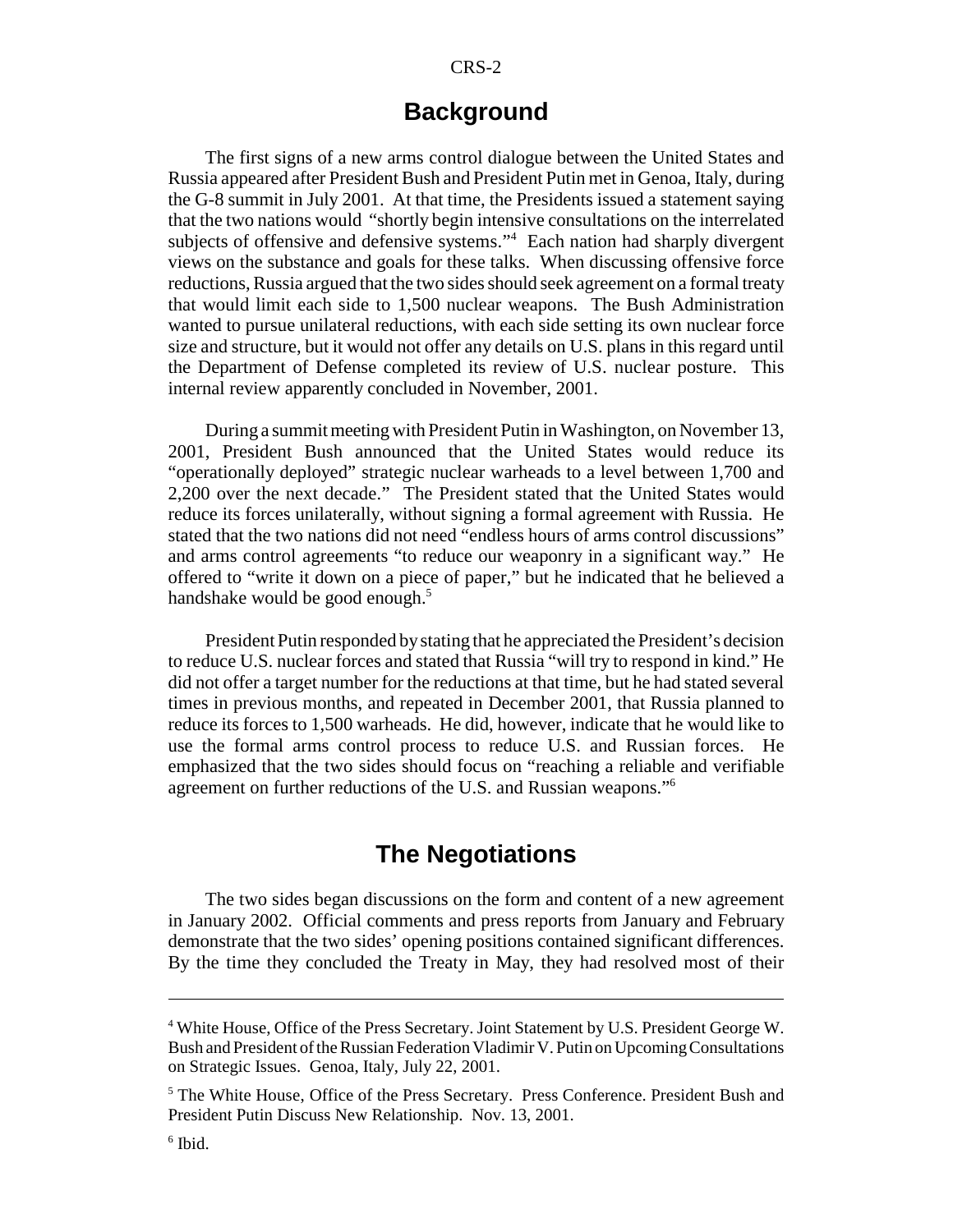## Background

The first signs of a new arms control dialogue between the United States and Russia appeared after President Bush and President Putin met in Genoa, Italy, during the G-8 summit in July 2001. At that time, the Presidents issued a statement saying that the two nations would "shortly begin intensive consultations on the interrelated subjects of offensive and defensive systems."[4] Each nation had sharply divergent views on the substance and goals for these talks. When discussing offensive force reductions, Russia argued that the two sides should seek agreement on a formal treaty that would limit each side to 1,500 nuclear weapons. The Bush Administration wanted to pursue unilateral reductions, with each side setting its own nuclear force size and structure, but it would not offer any details on U.S. plans in this regard until the Department of Defense completed its review of U.S. nuclear posture. This internal review apparently concluded in November, 2001.

During a summit meeting with President Putin in Washington, on November 13, 2001, President Bush announced that the United States would reduce its "operationally deployed" strategic nuclear warheads to a level between 1,700 and 2,200 over the next decade." The President stated that the United States would reduce its forces unilaterally, without signing a formal agreement with Russia. He stated that the two nations did not need "endless hours of arms control discussions" and arms control agreements "to reduce our weaponry in a significant way." He offered to "write it down on a piece of paper," but he indicated that he believed a handshake would be good enough.[5]

President Putin responded by stating that he appreciated the President's decision to reduce U.S. nuclear forces and stated that Russia "will try to respond in kind." He did not offer a target number for the reductions at that time, but he had stated several times in previous months, and repeated in December 2001, that Russia planned to reduce its forces to 1,500 warheads. He did, however, indicate that he would like to use the formal arms control process to reduce U.S. and Russian forces. He emphasized that the two sides should focus on "reaching a reliable and verifiable agreement on further reductions of the U.S. and Russian weapons."[6]

## The Negotiations

The two sides began discussions on the form and content of a new agreement in January 2002. Official comments and press reports from January and February demonstrate that the two sides' opening positions contained significant differences. By the time they concluded the Treaty in May, they had resolved most of their

---

[4] White House, Office of the Press Secretary. Joint Statement by U.S. President George W. Bush and President of the Russian Federation Vladimir V. Putin on Upcoming Consultations on Strategic Issues. Genoa, Italy, July 22, 2001.

[5] The White House, Office of the Press Secretary. Press Conference. President Bush and President Putin Discuss New Relationship. Nov. 13, 2001.

[6] Ibid.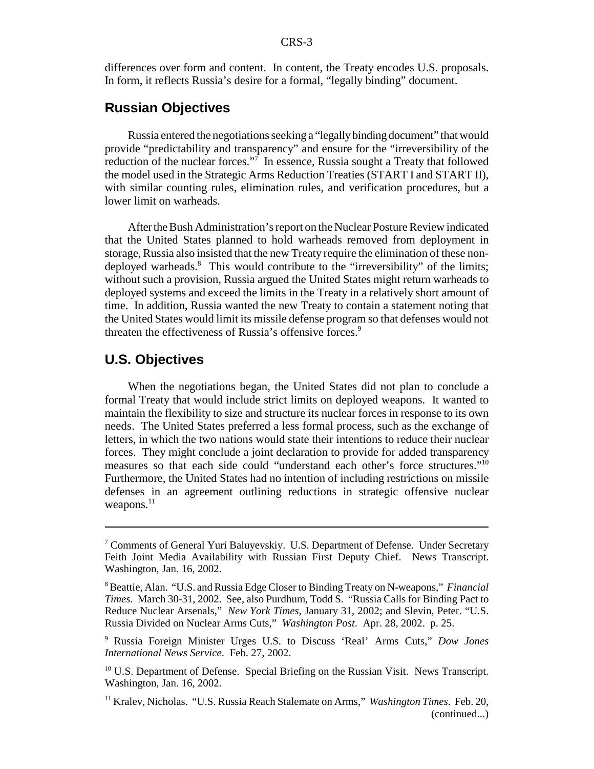differences over form and content. In content, the Treaty encodes U.S. proposals. In form, it reflects Russia's desire for a formal, "legally binding" document.

## Russian Objectives

Russia entered the negotiations seeking a "legally binding document" that would provide "predictability and transparency" and ensure for the "irreversibility of the reduction of the nuclear forces."[7] In essence, Russia sought a Treaty that followed the model used in the Strategic Arms Reduction Treaties (START I and START II), with similar counting rules, elimination rules, and verification procedures, but a lower limit on warheads.

After the Bush Administration's report on the Nuclear Posture Review indicated that the United States planned to hold warheads removed from deployment in storage, Russia also insisted that the new Treaty require the elimination of these non-deployed warheads.[8] This would contribute to the "irreversibility" of the limits; without such a provision, Russia argued the United States might return warheads to deployed systems and exceed the limits in the Treaty in a relatively short amount of time. In addition, Russia wanted the new Treaty to contain a statement noting that the United States would limit its missile defense program so that defenses would not threaten the effectiveness of Russia's offensive forces.[9]

## U.S. Objectives

When the negotiations began, the United States did not plan to conclude a formal Treaty that would include strict limits on deployed weapons. It wanted to maintain the flexibility to size and structure its nuclear forces in response to its own needs. The United States preferred a less formal process, such as the exchange of letters, in which the two nations would state their intentions to reduce their nuclear forces. They might conclude a joint declaration to provide for added transparency measures so that each side could "understand each other's force structures."[10] Furthermore, the United States had no intention of including restrictions on missile defenses in an agreement outlining reductions in strategic offensive nuclear weapons.[11]

---

[7] Comments of General Yuri Baluyevskiy. U.S. Department of Defense. Under Secretary Feith Joint Media Availability with Russian First Deputy Chief. News Transcript. Washington, Jan. 16, 2002.

[8] Beattie, Alan. "U.S. and Russia Edge Closer to Binding Treaty on N-weapons," *Financial Times*. March 30-31, 2002. See, also Purdhum, Todd S. "Russia Calls for Binding Pact to Reduce Nuclear Arsenals," *New York Times*, January 31, 2002; and Slevin, Peter. "U.S. Russia Divided on Nuclear Arms Cuts," *Washington Post*. Apr. 28, 2002. p. 25.

[9] Russia Foreign Minister Urges U.S. to Discuss 'Real' Arms Cuts," *Dow Jones International News Service*. Feb. 27, 2002.

[10] U.S. Department of Defense. Special Briefing on the Russian Visit. News Transcript. Washington, Jan. 16, 2002.

[11] Kralev, Nicholas. "U.S. Russia Reach Stalemate on Arms," *Washington Times*. Feb. 20, (continued...)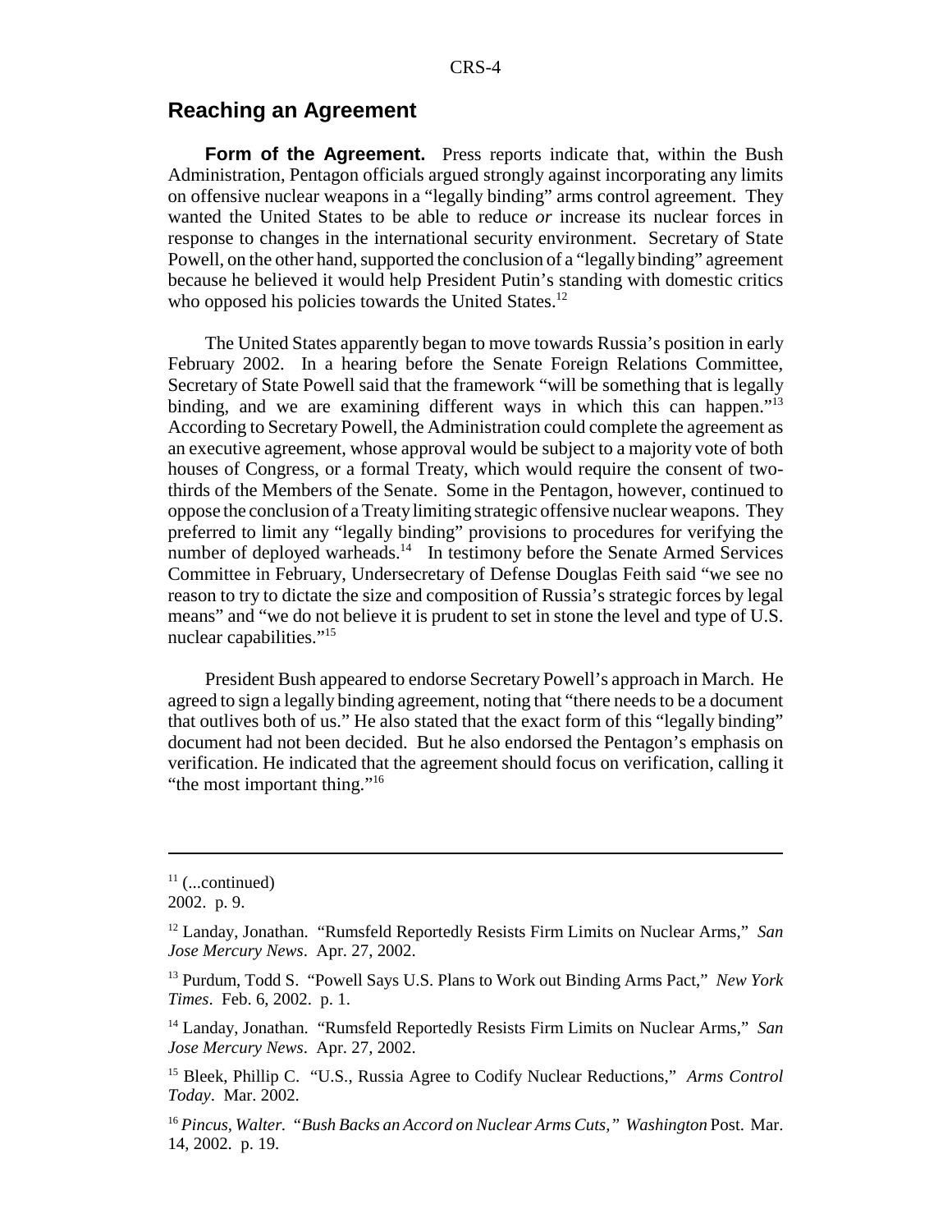## Reaching an Agreement

**Form of the Agreement.** Press reports indicate that, within the Bush Administration, Pentagon officials argued strongly against incorporating any limits on offensive nuclear weapons in a "legally binding" arms control agreement. They wanted the United States to be able to reduce *or* increase its nuclear forces in response to changes in the international security environment. Secretary of State Powell, on the other hand, supported the conclusion of a "legally binding" agreement because he believed it would help President Putin's standing with domestic critics who opposed his policies towards the United States.[12]

The United States apparently began to move towards Russia's position in early February 2002. In a hearing before the Senate Foreign Relations Committee, Secretary of State Powell said that the framework "will be something that is legally binding, and we are examining different ways in which this can happen."[13] According to Secretary Powell, the Administration could complete the agreement as an executive agreement, whose approval would be subject to a majority vote of both houses of Congress, or a formal Treaty, which would require the consent of two-thirds of the Members of the Senate. Some in the Pentagon, however, continued to oppose the conclusion of a Treaty limiting strategic offensive nuclear weapons. They preferred to limit any "legally binding" provisions to procedures for verifying the number of deployed warheads.[14] In testimony before the Senate Armed Services Committee in February, Undersecretary of Defense Douglas Feith said "we see no reason to try to dictate the size and composition of Russia's strategic forces by legal means" and "we do not believe it is prudent to set in stone the level and type of U.S. nuclear capabilities."[15]

President Bush appeared to endorse Secretary Powell's approach in March. He agreed to sign a legally binding agreement, noting that "there needs to be a document that outlives both of us." He also stated that the exact form of this "legally binding" document had not been decided. But he also endorsed the Pentagon's emphasis on verification. He indicated that the agreement should focus on verification, calling it "the most important thing."[16]

---

[11] (...continued)
2002. p. 9.

[12] Landay, Jonathan. "Rumsfeld Reportedly Resists Firm Limits on Nuclear Arms," *San Jose Mercury News*. Apr. 27, 2002.

[13] Purdum, Todd S. "Powell Says U.S. Plans to Work out Binding Arms Pact," *New York Times*. Feb. 6, 2002. p. 1.

[14] Landay, Jonathan. "Rumsfeld Reportedly Resists Firm Limits on Nuclear Arms," *San Jose Mercury News*. Apr. 27, 2002.

[15] Bleek, Phillip C. "U.S., Russia Agree to Codify Nuclear Reductions," *Arms Control Today*. Mar. 2002.

[16] *Pincus, Walter. "Bush Backs an Accord on Nuclear Arms Cuts," Washington* Post. Mar. 14, 2002. p. 19.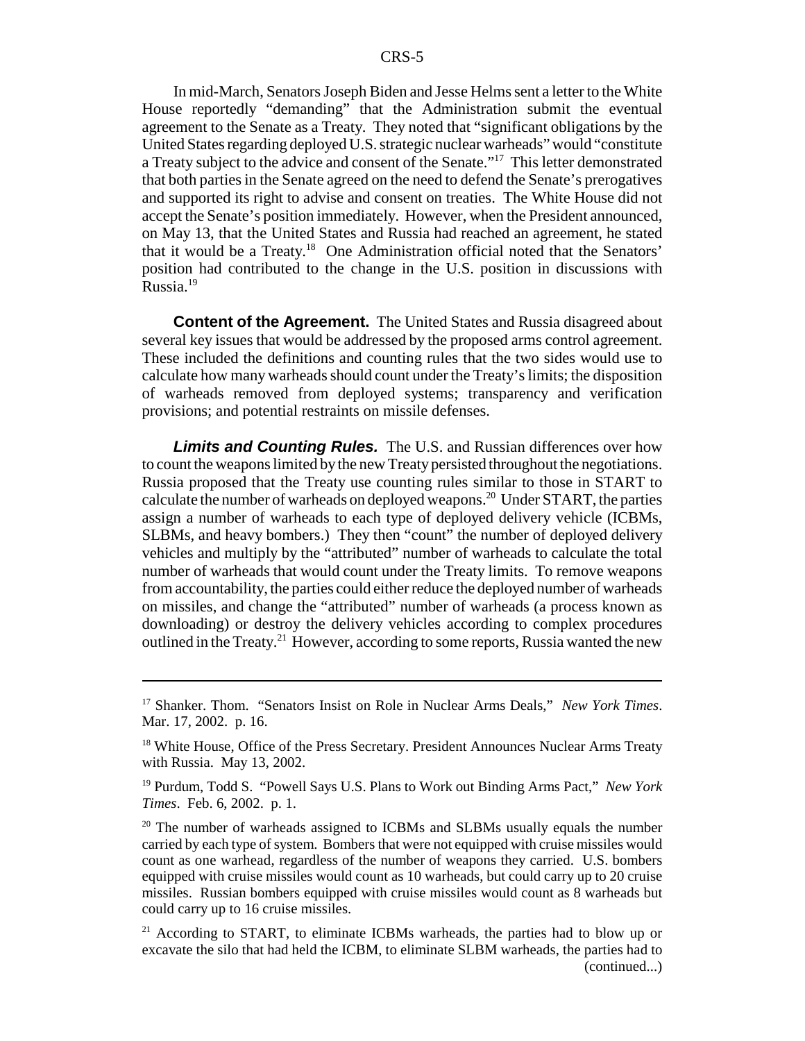In mid-March, Senators Joseph Biden and Jesse Helms sent a letter to the White House reportedly "demanding" that the Administration submit the eventual agreement to the Senate as a Treaty. They noted that "significant obligations by the United States regarding deployed U.S. strategic nuclear warheads" would "constitute a Treaty subject to the advice and consent of the Senate."[17] This letter demonstrated that both parties in the Senate agreed on the need to defend the Senate's prerogatives and supported its right to advise and consent on treaties. The White House did not accept the Senate's position immediately. However, when the President announced, on May 13, that the United States and Russia had reached an agreement, he stated that it would be a Treaty.[18] One Administration official noted that the Senators' position had contributed to the change in the U.S. position in discussions with Russia.[19]

**Content of the Agreement.** The United States and Russia disagreed about several key issues that would be addressed by the proposed arms control agreement. These included the definitions and counting rules that the two sides would use to calculate how many warheads should count under the Treaty's limits; the disposition of warheads removed from deployed systems; transparency and verification provisions; and potential restraints on missile defenses.

***Limits and Counting Rules.*** The U.S. and Russian differences over how to count the weapons limited by the new Treaty persisted throughout the negotiations. Russia proposed that the Treaty use counting rules similar to those in START to calculate the number of warheads on deployed weapons.[20] Under START, the parties assign a number of warheads to each type of deployed delivery vehicle (ICBMs, SLBMs, and heavy bombers.) They then "count" the number of deployed delivery vehicles and multiply by the "attributed" number of warheads to calculate the total number of warheads that would count under the Treaty limits. To remove weapons from accountability, the parties could either reduce the deployed number of warheads on missiles, and change the "attributed" number of warheads (a process known as downloading) or destroy the delivery vehicles according to complex procedures outlined in the Treaty.[21] However, according to some reports, Russia wanted the new

---

[17] Shanker. Thom. "Senators Insist on Role in Nuclear Arms Deals," *New York Times*. Mar. 17, 2002. p. 16.

[18] White House, Office of the Press Secretary. President Announces Nuclear Arms Treaty with Russia. May 13, 2002.

[19] Purdum, Todd S. "Powell Says U.S. Plans to Work out Binding Arms Pact," *New York Times*. Feb. 6, 2002. p. 1.

[20] The number of warheads assigned to ICBMs and SLBMs usually equals the number carried by each type of system. Bombers that were not equipped with cruise missiles would count as one warhead, regardless of the number of weapons they carried. U.S. bombers equipped with cruise missiles would count as 10 warheads, but could carry up to 20 cruise missiles. Russian bombers equipped with cruise missiles would count as 8 warheads but could carry up to 16 cruise missiles.

[21] According to START, to eliminate ICBMs warheads, the parties had to blow up or excavate the silo that had held the ICBM, to eliminate SLBM warheads, the parties had to (continued...)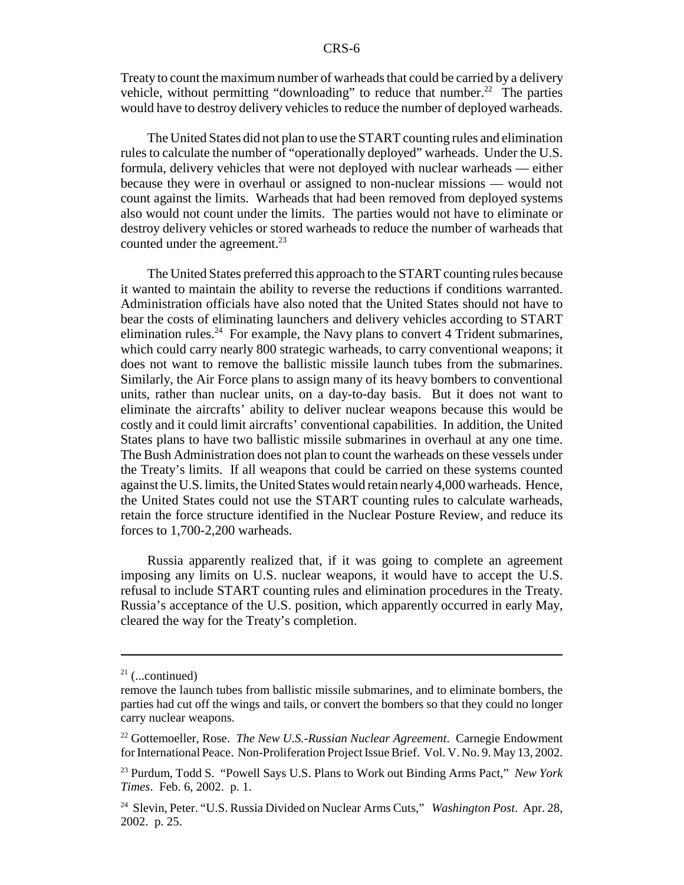Treaty to count the maximum number of warheads that could be carried by a delivery vehicle, without permitting "downloading" to reduce that number.[22] The parties would have to destroy delivery vehicles to reduce the number of deployed warheads.

The United States did not plan to use the START counting rules and elimination rules to calculate the number of "operationally deployed" warheads. Under the U.S. formula, delivery vehicles that were not deployed with nuclear warheads — either because they were in overhaul or assigned to non-nuclear missions — would not count against the limits. Warheads that had been removed from deployed systems also would not count under the limits. The parties would not have to eliminate or destroy delivery vehicles or stored warheads to reduce the number of warheads that counted under the agreement.[23]

The United States preferred this approach to the START counting rules because it wanted to maintain the ability to reverse the reductions if conditions warranted. Administration officials have also noted that the United States should not have to bear the costs of eliminating launchers and delivery vehicles according to START elimination rules.[24] For example, the Navy plans to convert 4 Trident submarines, which could carry nearly 800 strategic warheads, to carry conventional weapons; it does not want to remove the ballistic missile launch tubes from the submarines. Similarly, the Air Force plans to assign many of its heavy bombers to conventional units, rather than nuclear units, on a day-to-day basis. But it does not want to eliminate the aircrafts' ability to deliver nuclear weapons because this would be costly and it could limit aircrafts' conventional capabilities. In addition, the United States plans to have two ballistic missile submarines in overhaul at any one time. The Bush Administration does not plan to count the warheads on these vessels under the Treaty's limits. If all weapons that could be carried on these systems counted against the U.S. limits, the United States would retain nearly 4,000 warheads. Hence, the United States could not use the START counting rules to calculate warheads, retain the force structure identified in the Nuclear Posture Review, and reduce its forces to 1,700-2,200 warheads.

Russia apparently realized that, if it was going to complete an agreement imposing any limits on U.S. nuclear weapons, it would have to accept the U.S. refusal to include START counting rules and elimination procedures in the Treaty. Russia's acceptance of the U.S. position, which apparently occurred in early May, cleared the way for the Treaty's completion.

---

[21] (...continued)
remove the launch tubes from ballistic missile submarines, and to eliminate bombers, the parties had cut off the wings and tails, or convert the bombers so that they could no longer carry nuclear weapons.

[22] Gottemoeller, Rose. *The New U.S.-Russian Nuclear Agreement*. Carnegie Endowment for International Peace. Non-Proliferation Project Issue Brief. Vol. V. No. 9. May 13, 2002.

[23] Purdum, Todd S. "Powell Says U.S. Plans to Work out Binding Arms Pact," *New York Times*. Feb. 6, 2002. p. 1.

[24] Slevin, Peter. "U.S. Russia Divided on Nuclear Arms Cuts," *Washington Post*. Apr. 28, 2002. p. 25.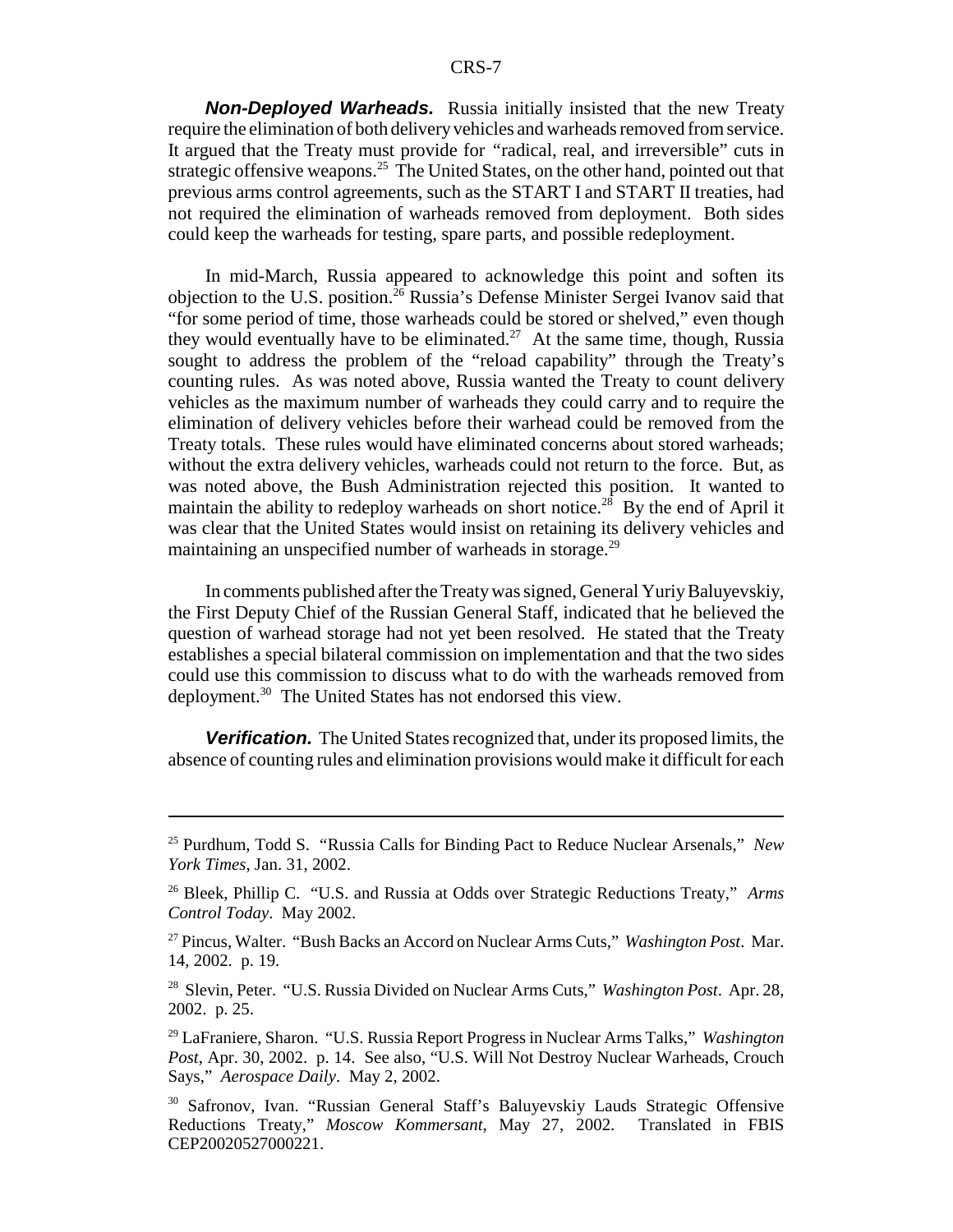***Non-Deployed Warheads.*** Russia initially insisted that the new Treaty require the elimination of both delivery vehicles and warheads removed from service. It argued that the Treaty must provide for "radical, real, and irreversible" cuts in strategic offensive weapons.[25] The United States, on the other hand, pointed out that previous arms control agreements, such as the START I and START II treaties, had not required the elimination of warheads removed from deployment. Both sides could keep the warheads for testing, spare parts, and possible redeployment.

In mid-March, Russia appeared to acknowledge this point and soften its objection to the U.S. position.[26] Russia's Defense Minister Sergei Ivanov said that "for some period of time, those warheads could be stored or shelved," even though they would eventually have to be eliminated.[27] At the same time, though, Russia sought to address the problem of the "reload capability" through the Treaty's counting rules. As was noted above, Russia wanted the Treaty to count delivery vehicles as the maximum number of warheads they could carry and to require the elimination of delivery vehicles before their warhead could be removed from the Treaty totals. These rules would have eliminated concerns about stored warheads; without the extra delivery vehicles, warheads could not return to the force. But, as was noted above, the Bush Administration rejected this position. It wanted to maintain the ability to redeploy warheads on short notice.[28] By the end of April it was clear that the United States would insist on retaining its delivery vehicles and maintaining an unspecified number of warheads in storage.[29]

In comments published after the Treaty was signed, General Yuriy Baluyevskiy, the First Deputy Chief of the Russian General Staff, indicated that he believed the question of warhead storage had not yet been resolved. He stated that the Treaty establishes a special bilateral commission on implementation and that the two sides could use this commission to discuss what to do with the warheads removed from deployment.[30] The United States has not endorsed this view.

***Verification.*** The United States recognized that, under its proposed limits, the absence of counting rules and elimination provisions would make it difficult for each

---

[25] Purdhum, Todd S. "Russia Calls for Binding Pact to Reduce Nuclear Arsenals," *New York Times*, Jan. 31, 2002.

[26] Bleek, Phillip C. "U.S. and Russia at Odds over Strategic Reductions Treaty," *Arms Control Today*. May 2002.

[27] Pincus, Walter. "Bush Backs an Accord on Nuclear Arms Cuts," *Washington Post*. Mar. 14, 2002. p. 19.

[28] Slevin, Peter. "U.S. Russia Divided on Nuclear Arms Cuts," *Washington Post*. Apr. 28, 2002. p. 25.

[29] LaFraniere, Sharon. "U.S. Russia Report Progress in Nuclear Arms Talks," *Washington Post*, Apr. 30, 2002. p. 14. See also, "U.S. Will Not Destroy Nuclear Warheads, Crouch Says," *Aerospace Daily*. May 2, 2002.

[30] Safronov, Ivan. "Russian General Staff's Baluyevskiy Lauds Strategic Offensive Reductions Treaty," *Moscow Kommersant*, May 27, 2002. Translated in FBIS CEP20020527000221.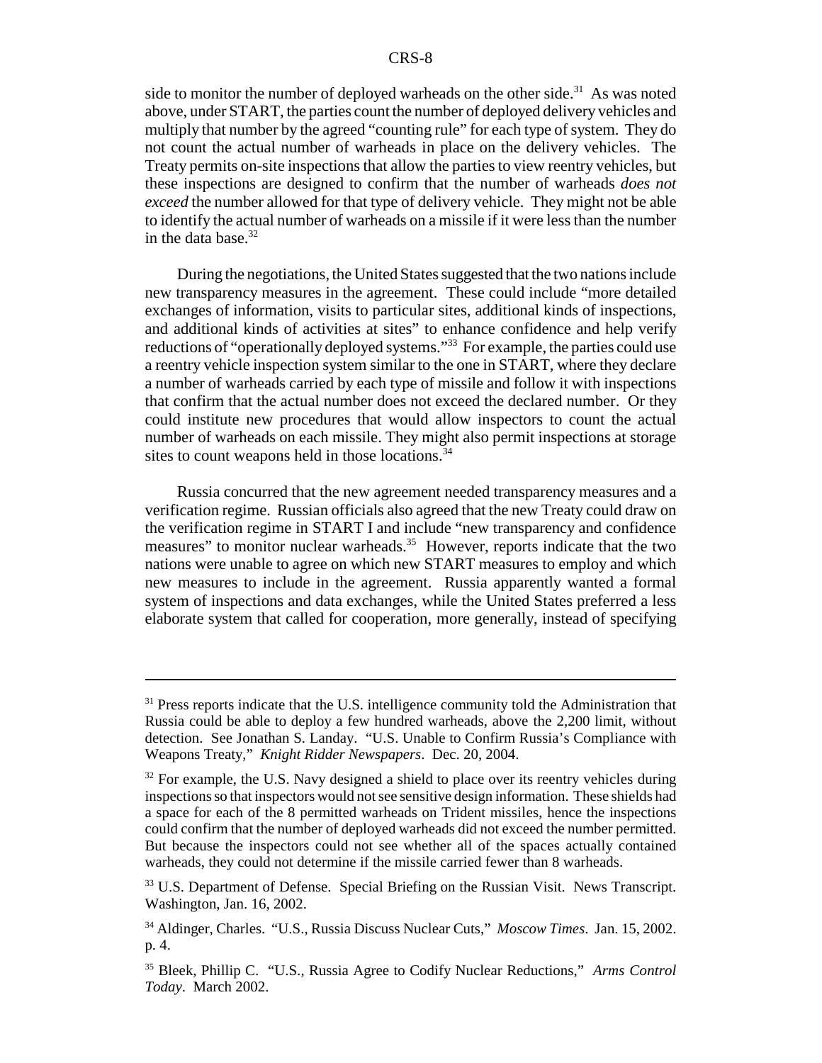side to monitor the number of deployed warheads on the other side.[31] As was noted above, under START, the parties count the number of deployed delivery vehicles and multiply that number by the agreed "counting rule" for each type of system. They do not count the actual number of warheads in place on the delivery vehicles. The Treaty permits on-site inspections that allow the parties to view reentry vehicles, but these inspections are designed to confirm that the number of warheads *does not exceed* the number allowed for that type of delivery vehicle. They might not be able to identify the actual number of warheads on a missile if it were less than the number in the data base.[32]

During the negotiations, the United States suggested that the two nations include new transparency measures in the agreement. These could include "more detailed exchanges of information, visits to particular sites, additional kinds of inspections, and additional kinds of activities at sites" to enhance confidence and help verify reductions of "operationally deployed systems."[33] For example, the parties could use a reentry vehicle inspection system similar to the one in START, where they declare a number of warheads carried by each type of missile and follow it with inspections that confirm that the actual number does not exceed the declared number. Or they could institute new procedures that would allow inspectors to count the actual number of warheads on each missile. They might also permit inspections at storage sites to count weapons held in those locations.[34]

Russia concurred that the new agreement needed transparency measures and a verification regime. Russian officials also agreed that the new Treaty could draw on the verification regime in START I and include "new transparency and confidence measures" to monitor nuclear warheads.[35] However, reports indicate that the two nations were unable to agree on which new START measures to employ and which new measures to include in the agreement. Russia apparently wanted a formal system of inspections and data exchanges, while the United States preferred a less elaborate system that called for cooperation, more generally, instead of specifying

---

[31] Press reports indicate that the U.S. intelligence community told the Administration that Russia could be able to deploy a few hundred warheads, above the 2,200 limit, without detection. See Jonathan S. Landay. "U.S. Unable to Confirm Russia's Compliance with Weapons Treaty," *Knight Ridder Newspapers*. Dec. 20, 2004.

[32] For example, the U.S. Navy designed a shield to place over its reentry vehicles during inspections so that inspectors would not see sensitive design information. These shields had a space for each of the 8 permitted warheads on Trident missiles, hence the inspections could confirm that the number of deployed warheads did not exceed the number permitted. But because the inspectors could not see whether all of the spaces actually contained warheads, they could not determine if the missile carried fewer than 8 warheads.

[33] U.S. Department of Defense. Special Briefing on the Russian Visit. News Transcript. Washington, Jan. 16, 2002.

[34] Aldinger, Charles. "U.S., Russia Discuss Nuclear Cuts," *Moscow Times*. Jan. 15, 2002. p. 4.

[35] Bleek, Phillip C. "U.S., Russia Agree to Codify Nuclear Reductions," *Arms Control Today*. March 2002.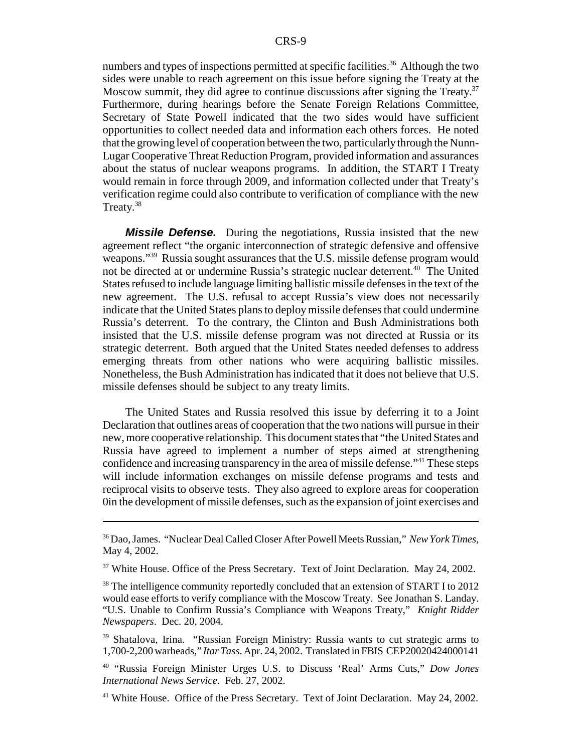numbers and types of inspections permitted at specific facilities.[36] Although the two sides were unable to reach agreement on this issue before signing the Treaty at the Moscow summit, they did agree to continue discussions after signing the Treaty.[37] Furthermore, during hearings before the Senate Foreign Relations Committee, Secretary of State Powell indicated that the two sides would have sufficient opportunities to collect needed data and information each others forces. He noted that the growing level of cooperation between the two, particularly through the Nunn-Lugar Cooperative Threat Reduction Program, provided information and assurances about the status of nuclear weapons programs. In addition, the START I Treaty would remain in force through 2009, and information collected under that Treaty's verification regime could also contribute to verification of compliance with the new Treaty.[38]

***Missile Defense.*** During the negotiations, Russia insisted that the new agreement reflect "the organic interconnection of strategic defensive and offensive weapons."[39] Russia sought assurances that the U.S. missile defense program would not be directed at or undermine Russia's strategic nuclear deterrent.[40] The United States refused to include language limiting ballistic missile defenses in the text of the new agreement. The U.S. refusal to accept Russia's view does not necessarily indicate that the United States plans to deploy missile defenses that could undermine Russia's deterrent. To the contrary, the Clinton and Bush Administrations both insisted that the U.S. missile defense program was not directed at Russia or its strategic deterrent. Both argued that the United States needed defenses to address emerging threats from other nations who were acquiring ballistic missiles. Nonetheless, the Bush Administration has indicated that it does not believe that U.S. missile defenses should be subject to any treaty limits.

The United States and Russia resolved this issue by deferring it to a Joint Declaration that outlines areas of cooperation that the two nations will pursue in their new, more cooperative relationship. This document states that "the United States and Russia have agreed to implement a number of steps aimed at strengthening confidence and increasing transparency in the area of missile defense."[41] These steps will include information exchanges on missile defense programs and tests and reciprocal visits to observe tests. They also agreed to explore areas for cooperation 0in the development of missile defenses, such as the expansion of joint exercises and

---

[36] Dao, James. "Nuclear Deal Called Closer After Powell Meets Russian," *New York Times*, May 4, 2002.

[37] White House. Office of the Press Secretary. Text of Joint Declaration. May 24, 2002.

[38] The intelligence community reportedly concluded that an extension of START I to 2012 would ease efforts to verify compliance with the Moscow Treaty. See Jonathan S. Landay. "U.S. Unable to Confirm Russia's Compliance with Weapons Treaty," *Knight Ridder Newspapers*. Dec. 20, 2004.

[39] Shatalova, Irina. "Russian Foreign Ministry: Russia wants to cut strategic arms to 1,700-2,200 warheads," *Itar Tass*. Apr. 24, 2002. Translated in FBIS CEP20020424000141

[40] "Russia Foreign Minister Urges U.S. to Discuss 'Real' Arms Cuts," *Dow Jones International News Service*. Feb. 27, 2002.

[41] White House. Office of the Press Secretary. Text of Joint Declaration. May 24, 2002.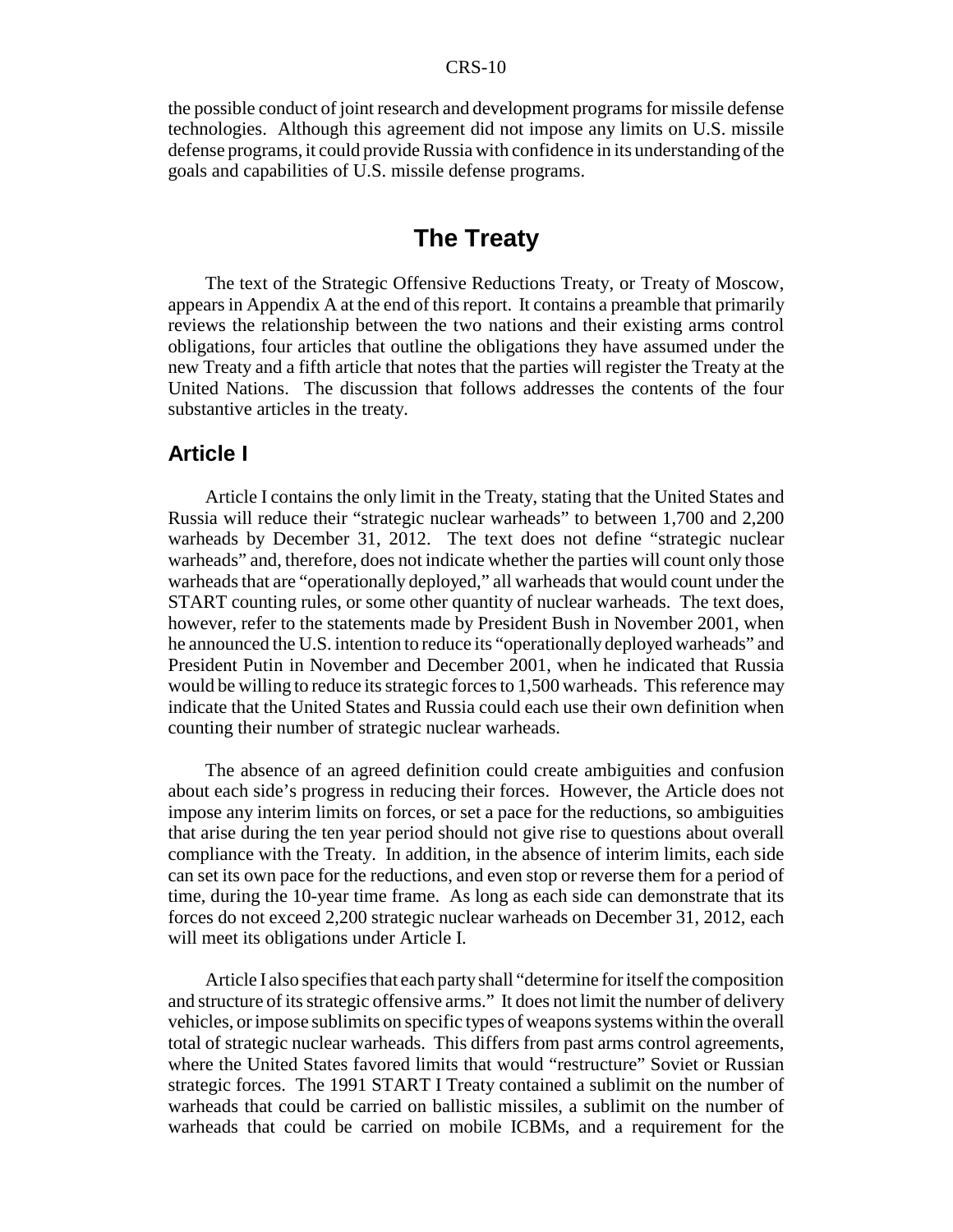the possible conduct of joint research and development programs for missile defense technologies. Although this agreement did not impose any limits on U.S. missile defense programs, it could provide Russia with confidence in its understanding of the goals and capabilities of U.S. missile defense programs.

# The Treaty

The text of the Strategic Offensive Reductions Treaty, or Treaty of Moscow, appears in Appendix A at the end of this report. It contains a preamble that primarily reviews the relationship between the two nations and their existing arms control obligations, four articles that outline the obligations they have assumed under the new Treaty and a fifth article that notes that the parties will register the Treaty at the United Nations. The discussion that follows addresses the contents of the four substantive articles in the treaty.

## Article I

Article I contains the only limit in the Treaty, stating that the United States and Russia will reduce their "strategic nuclear warheads" to between 1,700 and 2,200 warheads by December 31, 2012. The text does not define "strategic nuclear warheads" and, therefore, does not indicate whether the parties will count only those warheads that are "operationally deployed," all warheads that would count under the START counting rules, or some other quantity of nuclear warheads. The text does, however, refer to the statements made by President Bush in November 2001, when he announced the U.S. intention to reduce its "operationally deployed warheads" and President Putin in November and December 2001, when he indicated that Russia would be willing to reduce its strategic forces to 1,500 warheads. This reference may indicate that the United States and Russia could each use their own definition when counting their number of strategic nuclear warheads.

The absence of an agreed definition could create ambiguities and confusion about each side's progress in reducing their forces. However, the Article does not impose any interim limits on forces, or set a pace for the reductions, so ambiguities that arise during the ten year period should not give rise to questions about overall compliance with the Treaty. In addition, in the absence of interim limits, each side can set its own pace for the reductions, and even stop or reverse them for a period of time, during the 10-year time frame. As long as each side can demonstrate that its forces do not exceed 2,200 strategic nuclear warheads on December 31, 2012, each will meet its obligations under Article I.

Article I also specifies that each party shall "determine for itself the composition and structure of its strategic offensive arms." It does not limit the number of delivery vehicles, or impose sublimits on specific types of weapons systems within the overall total of strategic nuclear warheads. This differs from past arms control agreements, where the United States favored limits that would "restructure" Soviet or Russian strategic forces. The 1991 START I Treaty contained a sublimit on the number of warheads that could be carried on ballistic missiles, a sublimit on the number of warheads that could be carried on mobile ICBMs, and a requirement for the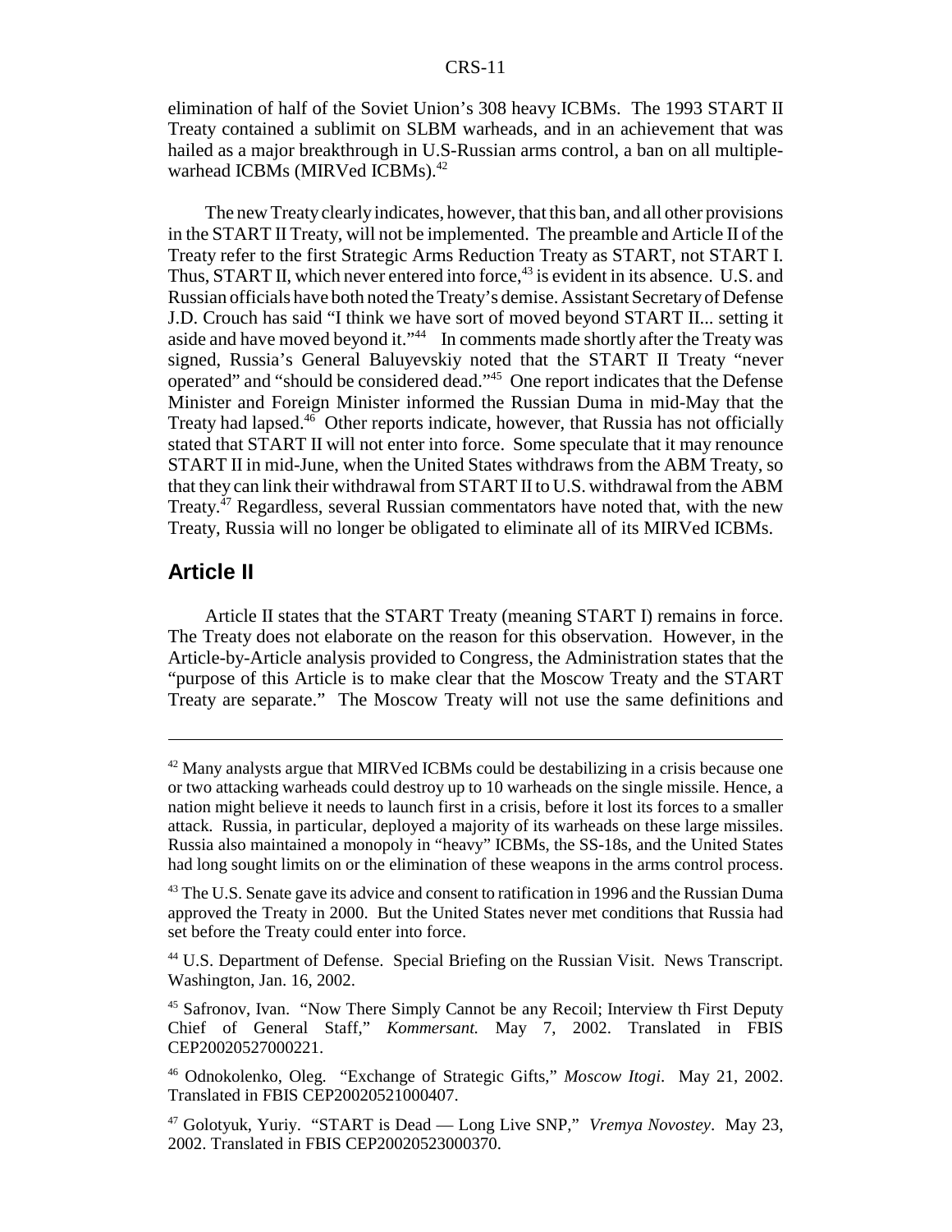elimination of half of the Soviet Union's 308 heavy ICBMs. The 1993 START II Treaty contained a sublimit on SLBM warheads, and in an achievement that was hailed as a major breakthrough in U.S-Russian arms control, a ban on all multiple-warhead ICBMs (MIRVed ICBMs).[42]

The new Treaty clearly indicates, however, that this ban, and all other provisions in the START II Treaty, will not be implemented. The preamble and Article II of the Treaty refer to the first Strategic Arms Reduction Treaty as START, not START I. Thus, START II, which never entered into force,[43] is evident in its absence. U.S. and Russian officials have both noted the Treaty's demise. Assistant Secretary of Defense J.D. Crouch has said "I think we have sort of moved beyond START II... setting it aside and have moved beyond it."[44] In comments made shortly after the Treaty was signed, Russia's General Baluyevskiy noted that the START II Treaty "never operated" and "should be considered dead."[45] One report indicates that the Defense Minister and Foreign Minister informed the Russian Duma in mid-May that the Treaty had lapsed.[46] Other reports indicate, however, that Russia has not officially stated that START II will not enter into force. Some speculate that it may renounce START II in mid-June, when the United States withdraws from the ABM Treaty, so that they can link their withdrawal from START II to U.S. withdrawal from the ABM Treaty.[47] Regardless, several Russian commentators have noted that, with the new Treaty, Russia will no longer be obligated to eliminate all of its MIRVed ICBMs.

## Article II

Article II states that the START Treaty (meaning START I) remains in force. The Treaty does not elaborate on the reason for this observation. However, in the Article-by-Article analysis provided to Congress, the Administration states that the "purpose of this Article is to make clear that the Moscow Treaty and the START Treaty are separate." The Moscow Treaty will not use the same definitions and

---

[42] Many analysts argue that MIRVed ICBMs could be destabilizing in a crisis because one or two attacking warheads could destroy up to 10 warheads on the single missile. Hence, a nation might believe it needs to launch first in a crisis, before it lost its forces to a smaller attack. Russia, in particular, deployed a majority of its warheads on these large missiles. Russia also maintained a monopoly in "heavy" ICBMs, the SS-18s, and the United States had long sought limits on or the elimination of these weapons in the arms control process.

[43] The U.S. Senate gave its advice and consent to ratification in 1996 and the Russian Duma approved the Treaty in 2000. But the United States never met conditions that Russia had set before the Treaty could enter into force.

[44] U.S. Department of Defense. Special Briefing on the Russian Visit. News Transcript. Washington, Jan. 16, 2002.

[45] Safronov, Ivan. "Now There Simply Cannot be any Recoil; Interview th First Deputy Chief of General Staff," *Kommersant.* May 7, 2002. Translated in FBIS CEP20020527000221.

[46] Odnokolenko, Oleg. "Exchange of Strategic Gifts," *Moscow Itogi*. May 21, 2002. Translated in FBIS CEP20020521000407.

[47] Golotyuk, Yuriy. "START is Dead — Long Live SNP," *Vremya Novostey*. May 23, 2002. Translated in FBIS CEP20020523000370.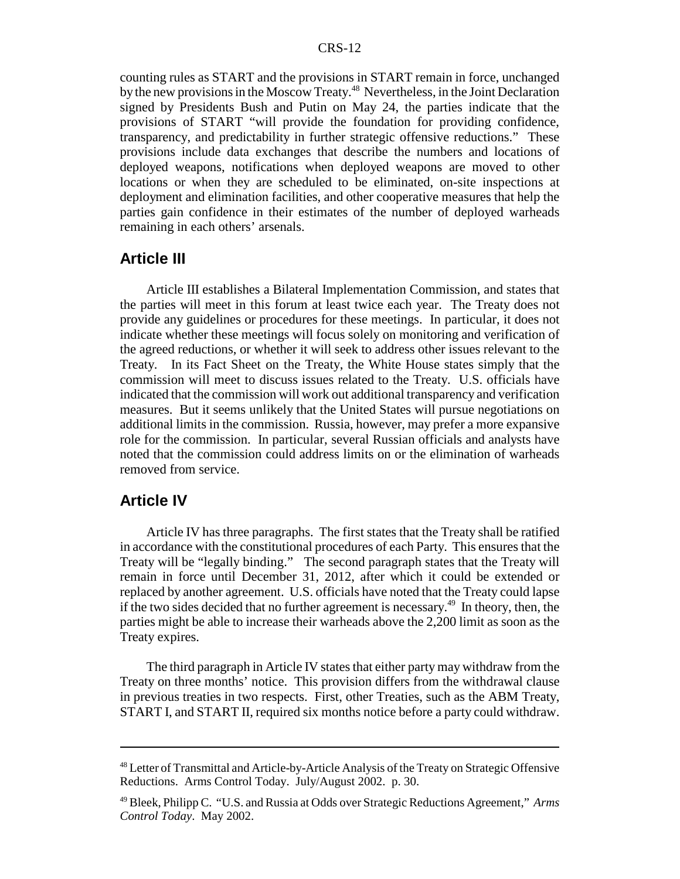counting rules as START and the provisions in START remain in force, unchanged by the new provisions in the Moscow Treaty.[48] Nevertheless, in the Joint Declaration signed by Presidents Bush and Putin on May 24, the parties indicate that the provisions of START "will provide the foundation for providing confidence, transparency, and predictability in further strategic offensive reductions." These provisions include data exchanges that describe the numbers and locations of deployed weapons, notifications when deployed weapons are moved to other locations or when they are scheduled to be eliminated, on-site inspections at deployment and elimination facilities, and other cooperative measures that help the parties gain confidence in their estimates of the number of deployed warheads remaining in each others' arsenals.

## Article III

Article III establishes a Bilateral Implementation Commission, and states that the parties will meet in this forum at least twice each year. The Treaty does not provide any guidelines or procedures for these meetings. In particular, it does not indicate whether these meetings will focus solely on monitoring and verification of the agreed reductions, or whether it will seek to address other issues relevant to the Treaty. In its Fact Sheet on the Treaty, the White House states simply that the commission will meet to discuss issues related to the Treaty. U.S. officials have indicated that the commission will work out additional transparency and verification measures. But it seems unlikely that the United States will pursue negotiations on additional limits in the commission. Russia, however, may prefer a more expansive role for the commission. In particular, several Russian officials and analysts have noted that the commission could address limits on or the elimination of warheads removed from service.

## Article IV

Article IV has three paragraphs. The first states that the Treaty shall be ratified in accordance with the constitutional procedures of each Party. This ensures that the Treaty will be "legally binding." The second paragraph states that the Treaty will remain in force until December 31, 2012, after which it could be extended or replaced by another agreement. U.S. officials have noted that the Treaty could lapse if the two sides decided that no further agreement is necessary.[49] In theory, then, the parties might be able to increase their warheads above the 2,200 limit as soon as the Treaty expires.

The third paragraph in Article IV states that either party may withdraw from the Treaty on three months' notice. This provision differs from the withdrawal clause in previous treaties in two respects. First, other Treaties, such as the ABM Treaty, START I, and START II, required six months notice before a party could withdraw.

---

[48] Letter of Transmittal and Article-by-Article Analysis of the Treaty on Strategic Offensive Reductions. Arms Control Today. July/August 2002. p. 30.

[49] Bleek, Philipp C. "U.S. and Russia at Odds over Strategic Reductions Agreement," *Arms Control Today*. May 2002.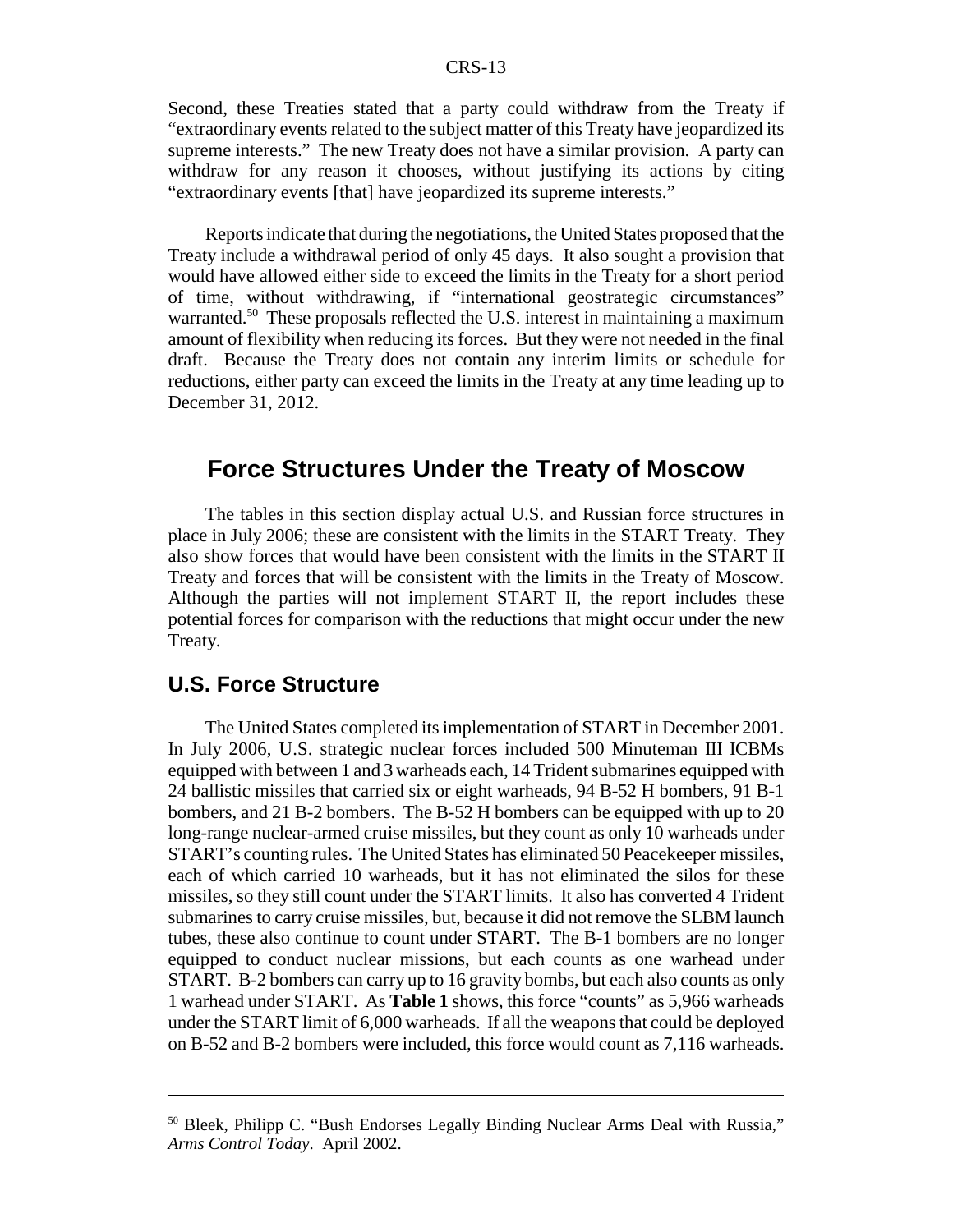Second, these Treaties stated that a party could withdraw from the Treaty if "extraordinary events related to the subject matter of this Treaty have jeopardized its supreme interests." The new Treaty does not have a similar provision. A party can withdraw for any reason it chooses, without justifying its actions by citing "extraordinary events [that] have jeopardized its supreme interests."

Reports indicate that during the negotiations, the United States proposed that the Treaty include a withdrawal period of only 45 days. It also sought a provision that would have allowed either side to exceed the limits in the Treaty for a short period of time, without withdrawing, if "international geostrategic circumstances" warranted.[50] These proposals reflected the U.S. interest in maintaining a maximum amount of flexibility when reducing its forces. But they were not needed in the final draft. Because the Treaty does not contain any interim limits or schedule for reductions, either party can exceed the limits in the Treaty at any time leading up to December 31, 2012.

## Force Structures Under the Treaty of Moscow

The tables in this section display actual U.S. and Russian force structures in place in July 2006; these are consistent with the limits in the START Treaty. They also show forces that would have been consistent with the limits in the START II Treaty and forces that will be consistent with the limits in the Treaty of Moscow. Although the parties will not implement START II, the report includes these potential forces for comparison with the reductions that might occur under the new Treaty.

### U.S. Force Structure

The United States completed its implementation of START in December 2001. In July 2006, U.S. strategic nuclear forces included 500 Minuteman III ICBMs equipped with between 1 and 3 warheads each, 14 Trident submarines equipped with 24 ballistic missiles that carried six or eight warheads, 94 B-52 H bombers, 91 B-1 bombers, and 21 B-2 bombers. The B-52 H bombers can be equipped with up to 20 long-range nuclear-armed cruise missiles, but they count as only 10 warheads under START's counting rules. The United States has eliminated 50 Peacekeeper missiles, each of which carried 10 warheads, but it has not eliminated the silos for these missiles, so they still count under the START limits. It also has converted 4 Trident submarines to carry cruise missiles, but, because it did not remove the SLBM launch tubes, these also continue to count under START. The B-1 bombers are no longer equipped to conduct nuclear missions, but each counts as one warhead under START. B-2 bombers can carry up to 16 gravity bombs, but each also counts as only 1 warhead under START. As **Table 1** shows, this force "counts" as 5,966 warheads under the START limit of 6,000 warheads. If all the weapons that could be deployed on B-52 and B-2 bombers were included, this force would count as 7,116 warheads.

---

[50] Bleek, Philipp C. "Bush Endorses Legally Binding Nuclear Arms Deal with Russia," *Arms Control Today*. April 2002.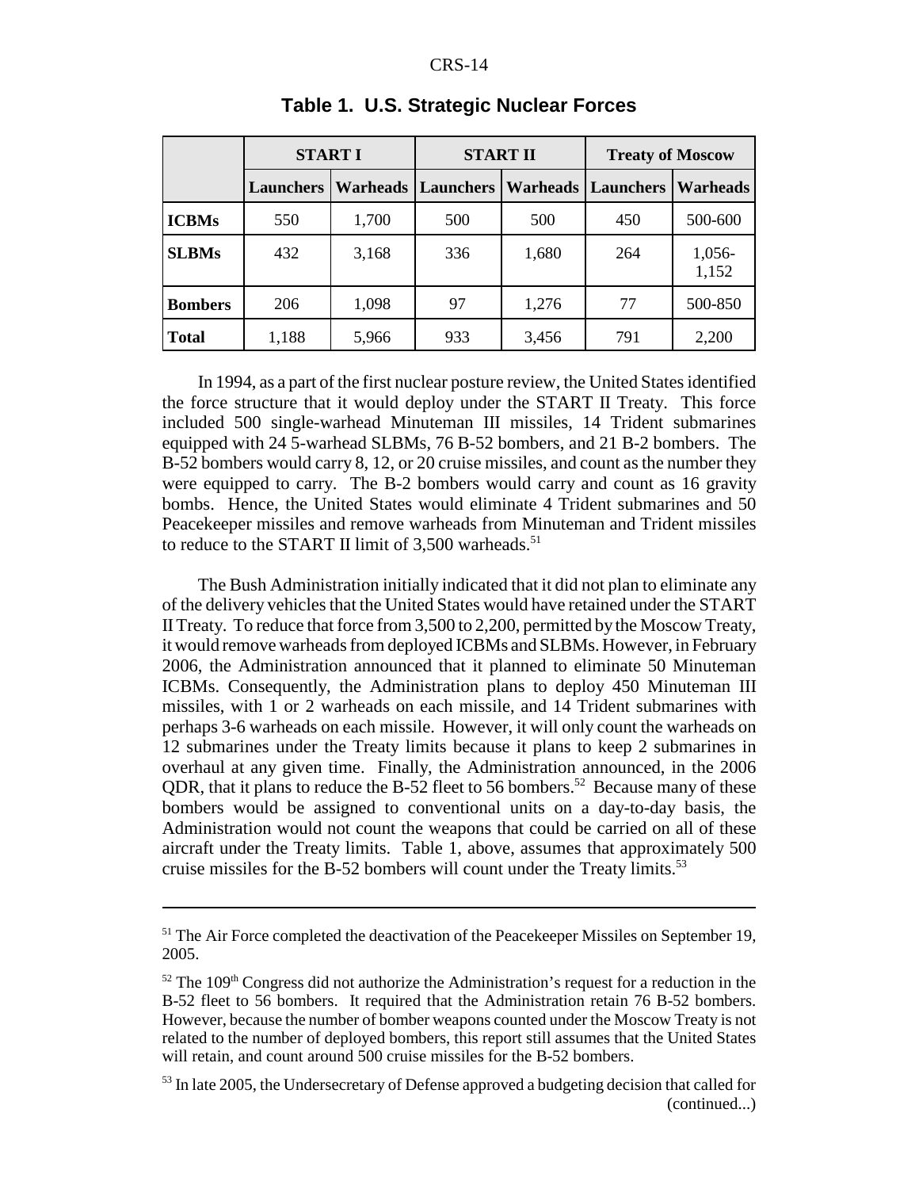**Table 1. U.S. Strategic Nuclear Forces**

| | START I | | START II | | Treaty of Moscow | |
|---|---|---|---|---|---|---|
| | **Launchers** | **Warheads** | **Launchers** | **Warheads** | **Launchers** | **Warheads** |
| **ICBMs** | 550 | 1,700 | 500 | 500 | 450 | 500-600 |
| **SLBMs** | 432 | 3,168 | 336 | 1,680 | 264 | 1,056-1,152 |
| **Bombers** | 206 | 1,098 | 97 | 1,276 | 77 | 500-850 |
| **Total** | 1,188 | 5,966 | 933 | 3,456 | 791 | 2,200 |

In 1994, as a part of the first nuclear posture review, the United States identified the force structure that it would deploy under the START II Treaty. This force included 500 single-warhead Minuteman III missiles, 14 Trident submarines equipped with 24 5-warhead SLBMs, 76 B-52 bombers, and 21 B-2 bombers. The B-52 bombers would carry 8, 12, or 20 cruise missiles, and count as the number they were equipped to carry. The B-2 bombers would carry and count as 16 gravity bombs. Hence, the United States would eliminate 4 Trident submarines and 50 Peacekeeper missiles and remove warheads from Minuteman and Trident missiles to reduce to the START II limit of 3,500 warheads.[51]

The Bush Administration initially indicated that it did not plan to eliminate any of the delivery vehicles that the United States would have retained under the START II Treaty. To reduce that force from 3,500 to 2,200, permitted by the Moscow Treaty, it would remove warheads from deployed ICBMs and SLBMs. However, in February 2006, the Administration announced that it planned to eliminate 50 Minuteman ICBMs. Consequently, the Administration plans to deploy 450 Minuteman III missiles, with 1 or 2 warheads on each missile, and 14 Trident submarines with perhaps 3-6 warheads on each missile. However, it will only count the warheads on 12 submarines under the Treaty limits because it plans to keep 2 submarines in overhaul at any given time. Finally, the Administration announced, in the 2006 QDR, that it plans to reduce the B-52 fleet to 56 bombers.[52] Because many of these bombers would be assigned to conventional units on a day-to-day basis, the Administration would not count the weapons that could be carried on all of these aircraft under the Treaty limits. Table 1, above, assumes that approximately 500 cruise missiles for the B-52 bombers will count under the Treaty limits.[53]

---

[51] The Air Force completed the deactivation of the Peacekeeper Missiles on September 19, 2005.

[52] The 109th Congress did not authorize the Administration's request for a reduction in the B-52 fleet to 56 bombers. It required that the Administration retain 76 B-52 bombers. However, because the number of bomber weapons counted under the Moscow Treaty is not related to the number of deployed bombers, this report still assumes that the United States will retain, and count around 500 cruise missiles for the B-52 bombers.

[53] In late 2005, the Undersecretary of Defense approved a budgeting decision that called for (continued...)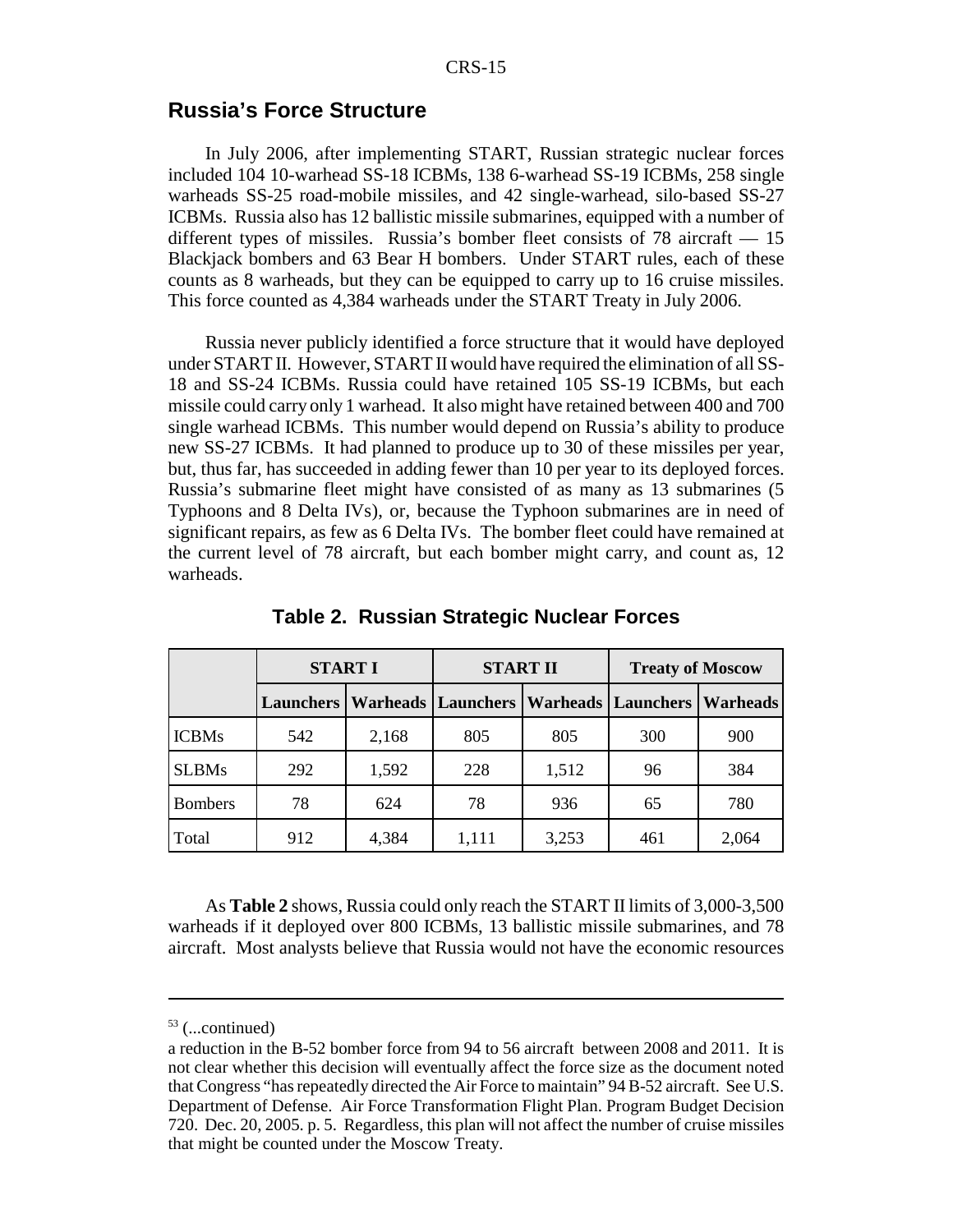## Russia's Force Structure

In July 2006, after implementing START, Russian strategic nuclear forces included 104 10-warhead SS-18 ICBMs, 138 6-warhead SS-19 ICBMs, 258 single warheads SS-25 road-mobile missiles, and 42 single-warhead, silo-based SS-27 ICBMs. Russia also has 12 ballistic missile submarines, equipped with a number of different types of missiles. Russia's bomber fleet consists of 78 aircraft — 15 Blackjack bombers and 63 Bear H bombers. Under START rules, each of these counts as 8 warheads, but they can be equipped to carry up to 16 cruise missiles. This force counted as 4,384 warheads under the START Treaty in July 2006.

Russia never publicly identified a force structure that it would have deployed under START II. However, START II would have required the elimination of all SS-18 and SS-24 ICBMs. Russia could have retained 105 SS-19 ICBMs, but each missile could carry only 1 warhead. It also might have retained between 400 and 700 single warhead ICBMs. This number would depend on Russia's ability to produce new SS-27 ICBMs. It had planned to produce up to 30 of these missiles per year, but, thus far, has succeeded in adding fewer than 10 per year to its deployed forces. Russia's submarine fleet might have consisted of as many as 13 submarines (5 Typhoons and 8 Delta IVs), or, because the Typhoon submarines are in need of significant repairs, as few as 6 Delta IVs. The bomber fleet could have remained at the current level of 78 aircraft, but each bomber might carry, and count as, 12 warheads.

**Table 2. Russian Strategic Nuclear Forces**

| | START I | | START II | | Treaty of Moscow | |
|---|---|---|---|---|---|---|
| | Launchers | Warheads | Launchers | Warheads | Launchers | Warheads |
| ICBMs | 542 | 2,168 | 805 | 805 | 300 | 900 |
| SLBMs | 292 | 1,592 | 228 | 1,512 | 96 | 384 |
| Bombers | 78 | 624 | 78 | 936 | 65 | 780 |
| Total | 912 | 4,384 | 1,111 | 3,253 | 461 | 2,064 |

As **Table 2** shows, Russia could only reach the START II limits of 3,000-3,500 warheads if it deployed over 800 ICBMs, 13 ballistic missile submarines, and 78 aircraft. Most analysts believe that Russia would not have the economic resources

---

[53] (...continued)

a reduction in the B-52 bomber force from 94 to 56 aircraft between 2008 and 2011. It is not clear whether this decision will eventually affect the force size as the document noted that Congress "has repeatedly directed the Air Force to maintain" 94 B-52 aircraft. See U.S. Department of Defense. Air Force Transformation Flight Plan. Program Budget Decision 720. Dec. 20, 2005. p. 5. Regardless, this plan will not affect the number of cruise missiles that might be counted under the Moscow Treaty.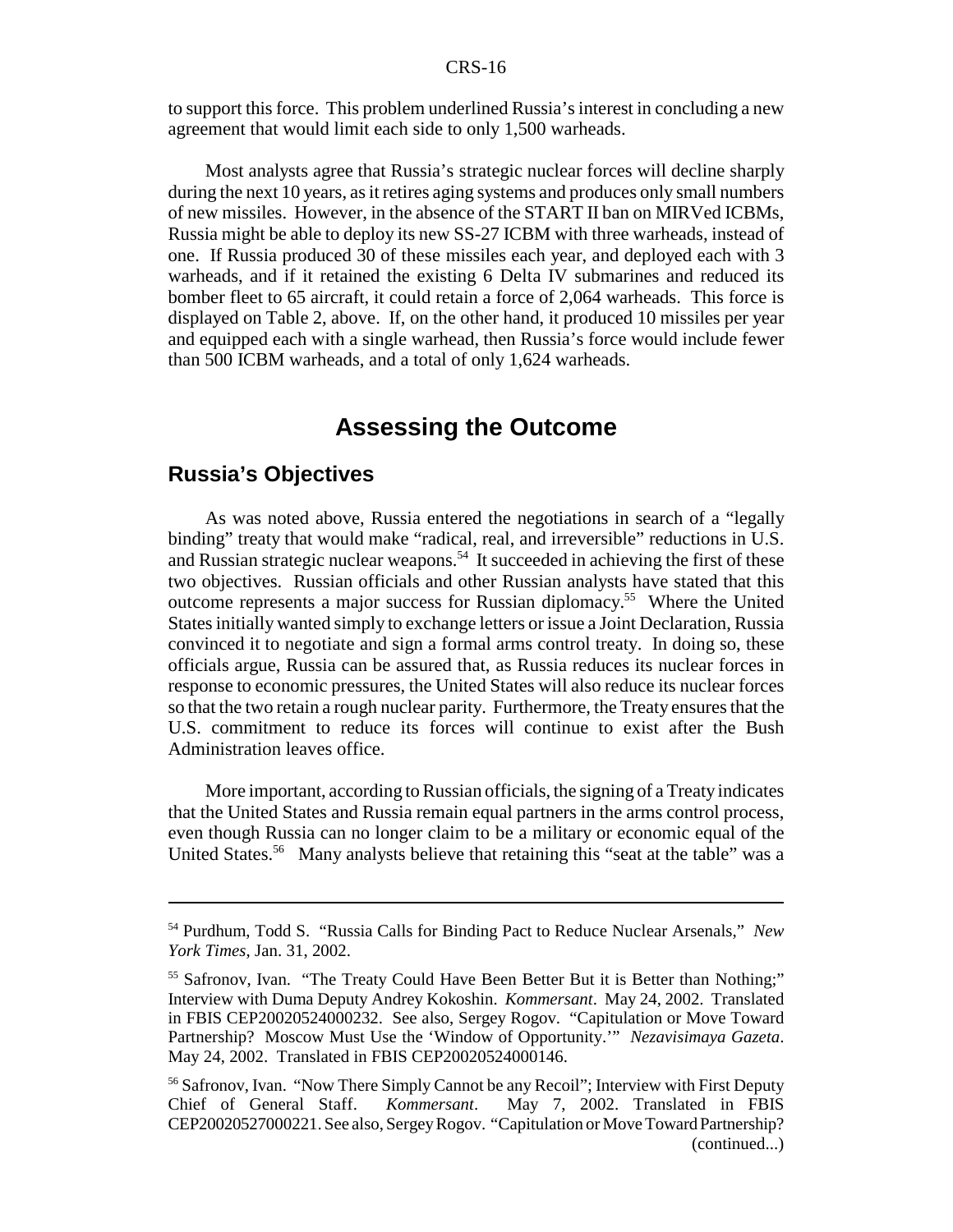to support this force. This problem underlined Russia's interest in concluding a new agreement that would limit each side to only 1,500 warheads.

Most analysts agree that Russia's strategic nuclear forces will decline sharply during the next 10 years, as it retires aging systems and produces only small numbers of new missiles. However, in the absence of the START II ban on MIRVed ICBMs, Russia might be able to deploy its new SS-27 ICBM with three warheads, instead of one. If Russia produced 30 of these missiles each year, and deployed each with 3 warheads, and if it retained the existing 6 Delta IV submarines and reduced its bomber fleet to 65 aircraft, it could retain a force of 2,064 warheads. This force is displayed on Table 2, above. If, on the other hand, it produced 10 missiles per year and equipped each with a single warhead, then Russia's force would include fewer than 500 ICBM warheads, and a total of only 1,624 warheads.

# Assessing the Outcome

## Russia's Objectives

As was noted above, Russia entered the negotiations in search of a "legally binding" treaty that would make "radical, real, and irreversible" reductions in U.S. and Russian strategic nuclear weapons.[54] It succeeded in achieving the first of these two objectives. Russian officials and other Russian analysts have stated that this outcome represents a major success for Russian diplomacy.[55] Where the United States initially wanted simply to exchange letters or issue a Joint Declaration, Russia convinced it to negotiate and sign a formal arms control treaty. In doing so, these officials argue, Russia can be assured that, as Russia reduces its nuclear forces in response to economic pressures, the United States will also reduce its nuclear forces so that the two retain a rough nuclear parity. Furthermore, the Treaty ensures that the U.S. commitment to reduce its forces will continue to exist after the Bush Administration leaves office.

More important, according to Russian officials, the signing of a Treaty indicates that the United States and Russia remain equal partners in the arms control process, even though Russia can no longer claim to be a military or economic equal of the United States.[56] Many analysts believe that retaining this "seat at the table" was a

---

[54] Purdhum, Todd S. "Russia Calls for Binding Pact to Reduce Nuclear Arsenals," *New York Times*, Jan. 31, 2002.

[55] Safronov, Ivan. "The Treaty Could Have Been Better But it is Better than Nothing;" Interview with Duma Deputy Andrey Kokoshin. *Kommersant*. May 24, 2002. Translated in FBIS CEP20020524000232. See also, Sergey Rogov. "Capitulation or Move Toward Partnership? Moscow Must Use the 'Window of Opportunity.'" *Nezavisimaya Gazeta*. May 24, 2002. Translated in FBIS CEP20020524000146.

[56] Safronov, Ivan. "Now There Simply Cannot be any Recoil"; Interview with First Deputy Chief of General Staff. *Kommersant*. May 7, 2002. Translated in FBIS CEP20020527000221. See also, Sergey Rogov. "Capitulation or Move Toward Partnership? (continued...)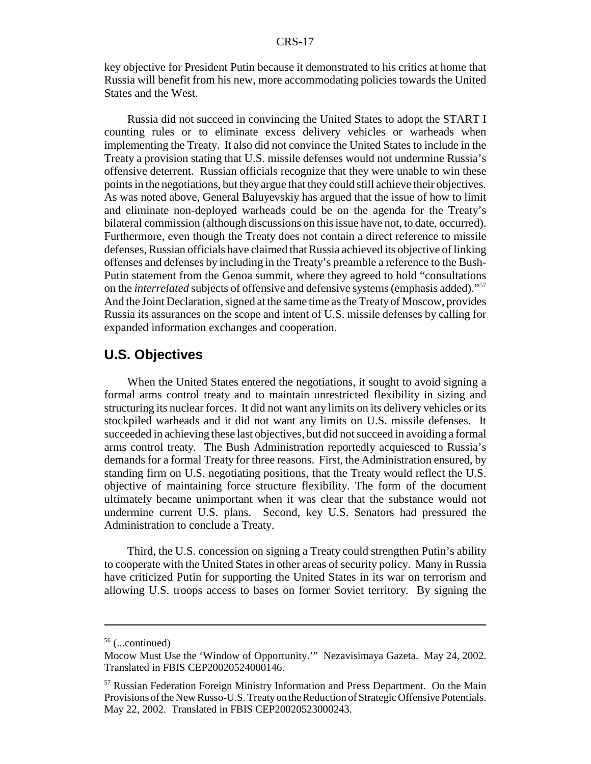key objective for President Putin because it demonstrated to his critics at home that Russia will benefit from his new, more accommodating policies towards the United States and the West.

Russia did not succeed in convincing the United States to adopt the START I counting rules or to eliminate excess delivery vehicles or warheads when implementing the Treaty. It also did not convince the United States to include in the Treaty a provision stating that U.S. missile defenses would not undermine Russia's offensive deterrent. Russian officials recognize that they were unable to win these points in the negotiations, but they argue that they could still achieve their objectives. As was noted above, General Baluyevskiy has argued that the issue of how to limit and eliminate non-deployed warheads could be on the agenda for the Treaty's bilateral commission (although discussions on this issue have not, to date, occurred). Furthermore, even though the Treaty does not contain a direct reference to missile defenses, Russian officials have claimed that Russia achieved its objective of linking offenses and defenses by including in the Treaty's preamble a reference to the Bush-Putin statement from the Genoa summit, where they agreed to hold "consultations on the *interrelated* subjects of offensive and defensive systems (emphasis added)."[57] And the Joint Declaration, signed at the same time as the Treaty of Moscow, provides Russia its assurances on the scope and intent of U.S. missile defenses by calling for expanded information exchanges and cooperation.

## U.S. Objectives

When the United States entered the negotiations, it sought to avoid signing a formal arms control treaty and to maintain unrestricted flexibility in sizing and structuring its nuclear forces. It did not want any limits on its delivery vehicles or its stockpiled warheads and it did not want any limits on U.S. missile defenses. It succeeded in achieving these last objectives, but did not succeed in avoiding a formal arms control treaty. The Bush Administration reportedly acquiesced to Russia's demands for a formal Treaty for three reasons. First, the Administration ensured, by standing firm on U.S. negotiating positions, that the Treaty would reflect the U.S. objective of maintaining force structure flexibility. The form of the document ultimately became unimportant when it was clear that the substance would not undermine current U.S. plans. Second, key U.S. Senators had pressured the Administration to conclude a Treaty.

Third, the U.S. concession on signing a Treaty could strengthen Putin's ability to cooperate with the United States in other areas of security policy. Many in Russia have criticized Putin for supporting the United States in its war on terrorism and allowing U.S. troops access to bases on former Soviet territory. By signing the

---

[56] (...continued)
Mocow Must Use the 'Window of Opportunity.'" Nezavisimaya Gazeta. May 24, 2002. Translated in FBIS CEP20020524000146.

[57] Russian Federation Foreign Ministry Information and Press Department. On the Main Provisions of the New Russo-U.S. Treaty on the Reduction of Strategic Offensive Potentials. May 22, 2002. Translated in FBIS CEP20020523000243.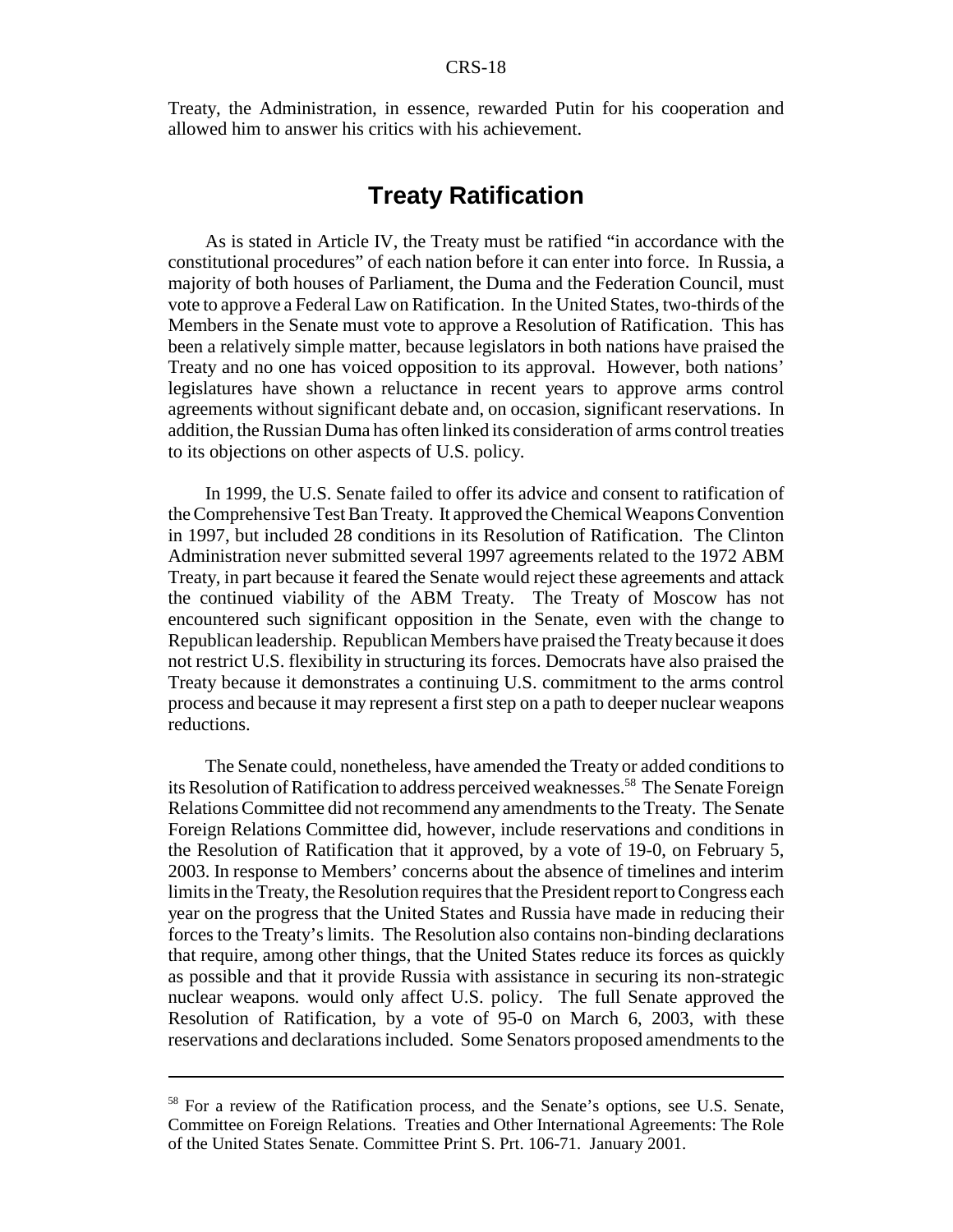Treaty, the Administration, in essence, rewarded Putin for his cooperation and allowed him to answer his critics with his achievement.

## Treaty Ratification

As is stated in Article IV, the Treaty must be ratified "in accordance with the constitutional procedures" of each nation before it can enter into force. In Russia, a majority of both houses of Parliament, the Duma and the Federation Council, must vote to approve a Federal Law on Ratification. In the United States, two-thirds of the Members in the Senate must vote to approve a Resolution of Ratification. This has been a relatively simple matter, because legislators in both nations have praised the Treaty and no one has voiced opposition to its approval. However, both nations' legislatures have shown a reluctance in recent years to approve arms control agreements without significant debate and, on occasion, significant reservations. In addition, the Russian Duma has often linked its consideration of arms control treaties to its objections on other aspects of U.S. policy.

In 1999, the U.S. Senate failed to offer its advice and consent to ratification of the Comprehensive Test Ban Treaty. It approved the Chemical Weapons Convention in 1997, but included 28 conditions in its Resolution of Ratification. The Clinton Administration never submitted several 1997 agreements related to the 1972 ABM Treaty, in part because it feared the Senate would reject these agreements and attack the continued viability of the ABM Treaty. The Treaty of Moscow has not encountered such significant opposition in the Senate, even with the change to Republican leadership. Republican Members have praised the Treaty because it does not restrict U.S. flexibility in structuring its forces. Democrats have also praised the Treaty because it demonstrates a continuing U.S. commitment to the arms control process and because it may represent a first step on a path to deeper nuclear weapons reductions.

The Senate could, nonetheless, have amended the Treaty or added conditions to its Resolution of Ratification to address perceived weaknesses.[58] The Senate Foreign Relations Committee did not recommend any amendments to the Treaty. The Senate Foreign Relations Committee did, however, include reservations and conditions in the Resolution of Ratification that it approved, by a vote of 19-0, on February 5, 2003. In response to Members' concerns about the absence of timelines and interim limits in the Treaty, the Resolution requires that the President report to Congress each year on the progress that the United States and Russia have made in reducing their forces to the Treaty's limits. The Resolution also contains non-binding declarations that require, among other things, that the United States reduce its forces as quickly as possible and that it provide Russia with assistance in securing its non-strategic nuclear weapons. would only affect U.S. policy. The full Senate approved the Resolution of Ratification, by a vote of 95-0 on March 6, 2003, with these reservations and declarations included. Some Senators proposed amendments to the

---

[58] For a review of the Ratification process, and the Senate's options, see U.S. Senate, Committee on Foreign Relations. Treaties and Other International Agreements: The Role of the United States Senate. Committee Print S. Prt. 106-71. January 2001.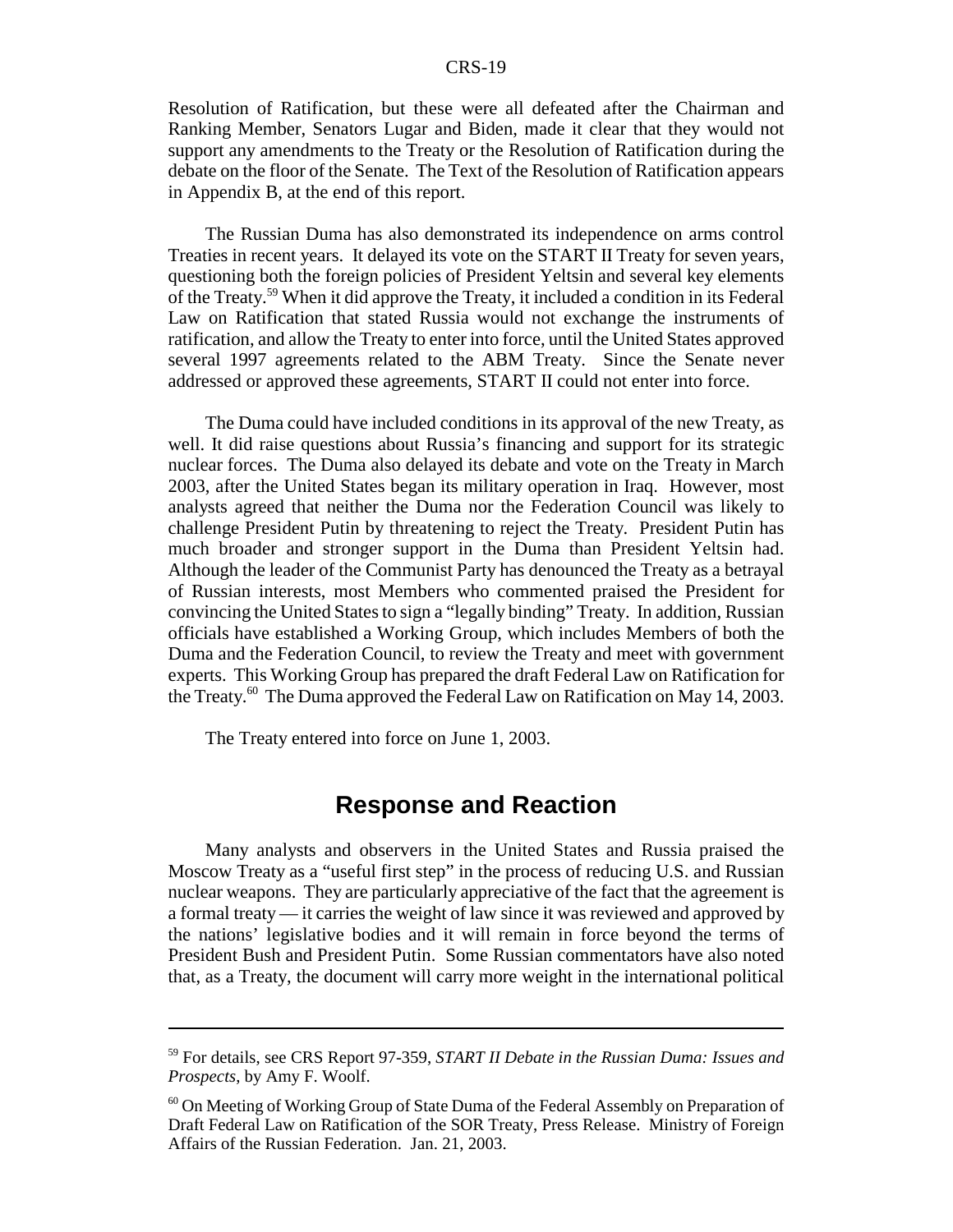Resolution of Ratification, but these were all defeated after the Chairman and Ranking Member, Senators Lugar and Biden, made it clear that they would not support any amendments to the Treaty or the Resolution of Ratification during the debate on the floor of the Senate. The Text of the Resolution of Ratification appears in Appendix B, at the end of this report.

The Russian Duma has also demonstrated its independence on arms control Treaties in recent years. It delayed its vote on the START II Treaty for seven years, questioning both the foreign policies of President Yeltsin and several key elements of the Treaty.[59] When it did approve the Treaty, it included a condition in its Federal Law on Ratification that stated Russia would not exchange the instruments of ratification, and allow the Treaty to enter into force, until the United States approved several 1997 agreements related to the ABM Treaty. Since the Senate never addressed or approved these agreements, START II could not enter into force.

The Duma could have included conditions in its approval of the new Treaty, as well. It did raise questions about Russia's financing and support for its strategic nuclear forces. The Duma also delayed its debate and vote on the Treaty in March 2003, after the United States began its military operation in Iraq. However, most analysts agreed that neither the Duma nor the Federation Council was likely to challenge President Putin by threatening to reject the Treaty. President Putin has much broader and stronger support in the Duma than President Yeltsin had. Although the leader of the Communist Party has denounced the Treaty as a betrayal of Russian interests, most Members who commented praised the President for convincing the United States to sign a "legally binding" Treaty. In addition, Russian officials have established a Working Group, which includes Members of both the Duma and the Federation Council, to review the Treaty and meet with government experts. This Working Group has prepared the draft Federal Law on Ratification for the Treaty.[60] The Duma approved the Federal Law on Ratification on May 14, 2003.

The Treaty entered into force on June 1, 2003.

## Response and Reaction

Many analysts and observers in the United States and Russia praised the Moscow Treaty as a "useful first step" in the process of reducing U.S. and Russian nuclear weapons. They are particularly appreciative of the fact that the agreement is a formal treaty — it carries the weight of law since it was reviewed and approved by the nations' legislative bodies and it will remain in force beyond the terms of President Bush and President Putin. Some Russian commentators have also noted that, as a Treaty, the document will carry more weight in the international political

---

[59] For details, see CRS Report 97-359, *START II Debate in the Russian Duma: Issues and Prospects*, by Amy F. Woolf.

[60] On Meeting of Working Group of State Duma of the Federal Assembly on Preparation of Draft Federal Law on Ratification of the SOR Treaty, Press Release. Ministry of Foreign Affairs of the Russian Federation. Jan. 21, 2003.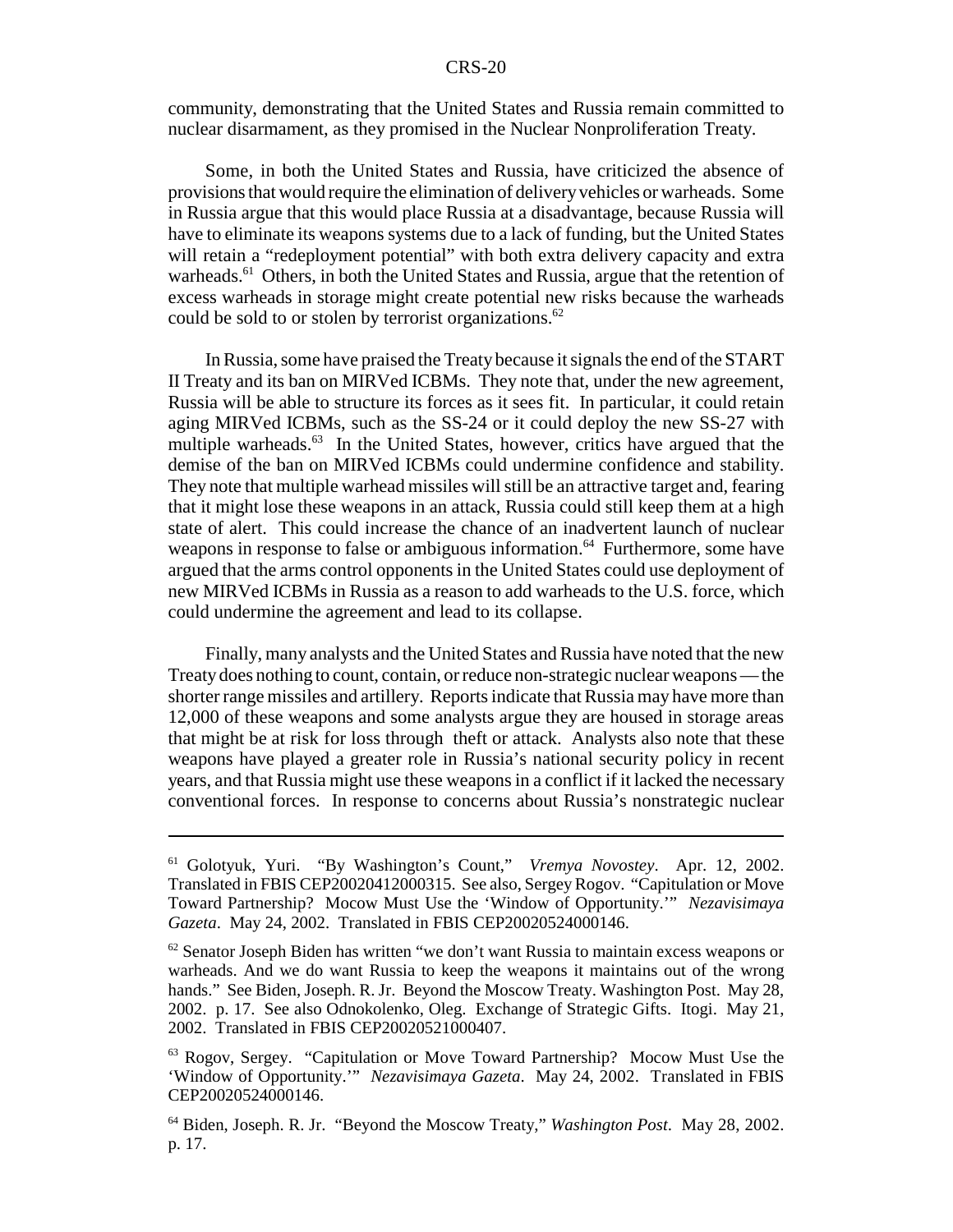community, demonstrating that the United States and Russia remain committed to nuclear disarmament, as they promised in the Nuclear Nonproliferation Treaty.

Some, in both the United States and Russia, have criticized the absence of provisions that would require the elimination of delivery vehicles or warheads. Some in Russia argue that this would place Russia at a disadvantage, because Russia will have to eliminate its weapons systems due to a lack of funding, but the United States will retain a "redeployment potential" with both extra delivery capacity and extra warheads.[61] Others, in both the United States and Russia, argue that the retention of excess warheads in storage might create potential new risks because the warheads could be sold to or stolen by terrorist organizations.[62]

In Russia, some have praised the Treaty because it signals the end of the START II Treaty and its ban on MIRVed ICBMs. They note that, under the new agreement, Russia will be able to structure its forces as it sees fit. In particular, it could retain aging MIRVed ICBMs, such as the SS-24 or it could deploy the new SS-27 with multiple warheads.[63] In the United States, however, critics have argued that the demise of the ban on MIRVed ICBMs could undermine confidence and stability. They note that multiple warhead missiles will still be an attractive target and, fearing that it might lose these weapons in an attack, Russia could still keep them at a high state of alert. This could increase the chance of an inadvertent launch of nuclear weapons in response to false or ambiguous information.[64] Furthermore, some have argued that the arms control opponents in the United States could use deployment of new MIRVed ICBMs in Russia as a reason to add warheads to the U.S. force, which could undermine the agreement and lead to its collapse.

Finally, many analysts and the United States and Russia have noted that the new Treaty does nothing to count, contain, or reduce non-strategic nuclear weapons — the shorter range missiles and artillery. Reports indicate that Russia may have more than 12,000 of these weapons and some analysts argue they are housed in storage areas that might be at risk for loss through theft or attack. Analysts also note that these weapons have played a greater role in Russia's national security policy in recent years, and that Russia might use these weapons in a conflict if it lacked the necessary conventional forces. In response to concerns about Russia's nonstrategic nuclear

---

[61] Golotyuk, Yuri. "By Washington's Count," *Vremya Novostey*. Apr. 12, 2002. Translated in FBIS CEP20020412000315. See also, Sergey Rogov. "Capitulation or Move Toward Partnership? Mocow Must Use the 'Window of Opportunity.'" *Nezavisimaya Gazeta*. May 24, 2002. Translated in FBIS CEP20020524000146.

[62] Senator Joseph Biden has written "we don't want Russia to maintain excess weapons or warheads. And we do want Russia to keep the weapons it maintains out of the wrong hands." See Biden, Joseph. R. Jr. Beyond the Moscow Treaty. Washington Post. May 28, 2002. p. 17. See also Odnokolenko, Oleg. Exchange of Strategic Gifts. Itogi. May 21, 2002. Translated in FBIS CEP20020521000407.

[63] Rogov, Sergey. "Capitulation or Move Toward Partnership? Mocow Must Use the 'Window of Opportunity.'" *Nezavisimaya Gazeta*. May 24, 2002. Translated in FBIS CEP20020524000146.

[64] Biden, Joseph. R. Jr. "Beyond the Moscow Treaty," *Washington Post*. May 28, 2002. p. 17.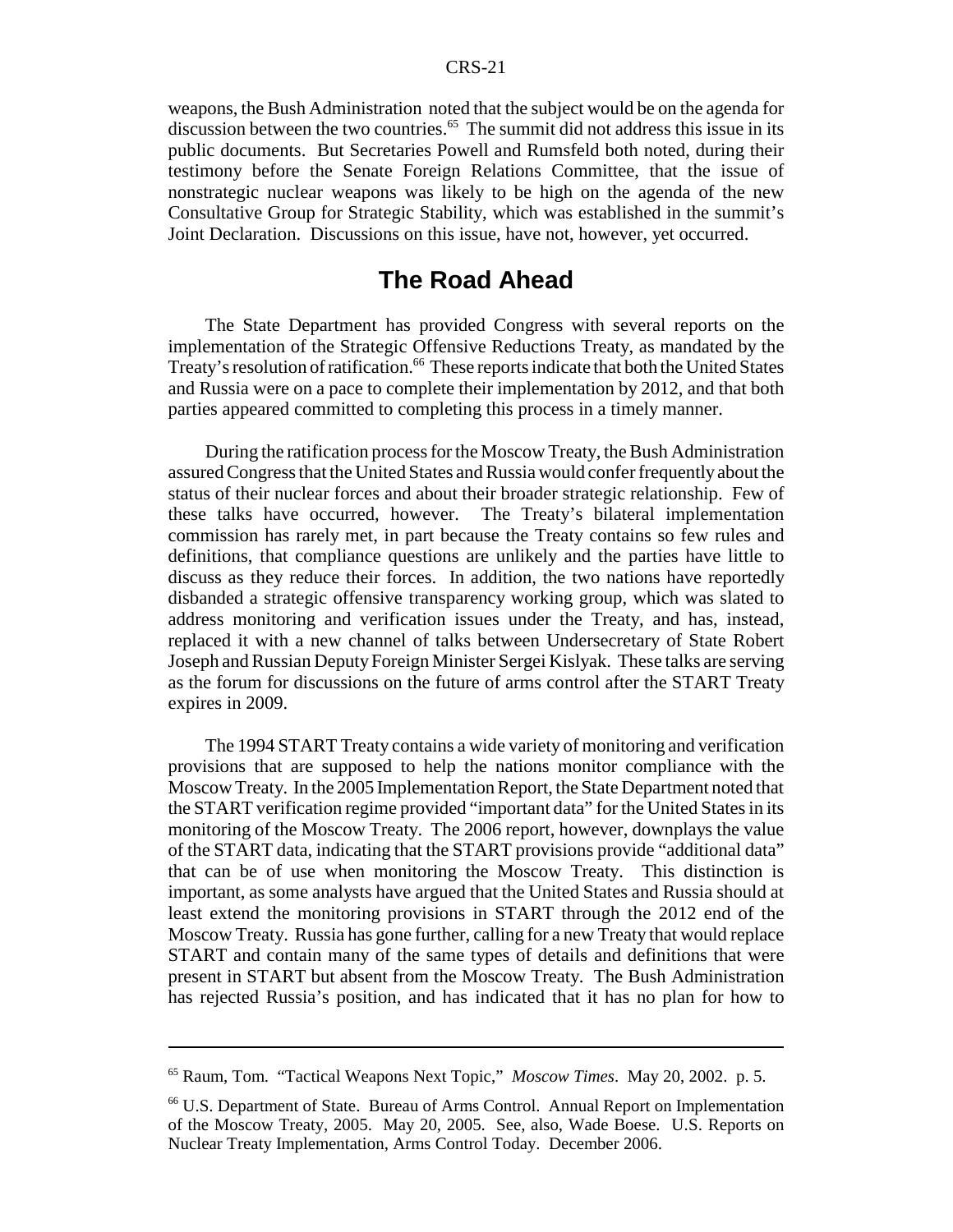weapons, the Bush Administration noted that the subject would be on the agenda for discussion between the two countries.[65] The summit did not address this issue in its public documents. But Secretaries Powell and Rumsfeld both noted, during their testimony before the Senate Foreign Relations Committee, that the issue of nonstrategic nuclear weapons was likely to be high on the agenda of the new Consultative Group for Strategic Stability, which was established in the summit's Joint Declaration. Discussions on this issue, have not, however, yet occurred.

## The Road Ahead

The State Department has provided Congress with several reports on the implementation of the Strategic Offensive Reductions Treaty, as mandated by the Treaty's resolution of ratification.[66] These reports indicate that both the United States and Russia were on a pace to complete their implementation by 2012, and that both parties appeared committed to completing this process in a timely manner.

During the ratification process for the Moscow Treaty, the Bush Administration assured Congress that the United States and Russia would confer frequently about the status of their nuclear forces and about their broader strategic relationship. Few of these talks have occurred, however. The Treaty's bilateral implementation commission has rarely met, in part because the Treaty contains so few rules and definitions, that compliance questions are unlikely and the parties have little to discuss as they reduce their forces. In addition, the two nations have reportedly disbanded a strategic offensive transparency working group, which was slated to address monitoring and verification issues under the Treaty, and has, instead, replaced it with a new channel of talks between Undersecretary of State Robert Joseph and Russian Deputy Foreign Minister Sergei Kislyak. These talks are serving as the forum for discussions on the future of arms control after the START Treaty expires in 2009.

The 1994 START Treaty contains a wide variety of monitoring and verification provisions that are supposed to help the nations monitor compliance with the Moscow Treaty. In the 2005 Implementation Report, the State Department noted that the START verification regime provided "important data" for the United States in its monitoring of the Moscow Treaty. The 2006 report, however, downplays the value of the START data, indicating that the START provisions provide "additional data" that can be of use when monitoring the Moscow Treaty. This distinction is important, as some analysts have argued that the United States and Russia should at least extend the monitoring provisions in START through the 2012 end of the Moscow Treaty. Russia has gone further, calling for a new Treaty that would replace START and contain many of the same types of details and definitions that were present in START but absent from the Moscow Treaty. The Bush Administration has rejected Russia's position, and has indicated that it has no plan for how to

---

[65] Raum, Tom. "Tactical Weapons Next Topic," *Moscow Times*. May 20, 2002. p. 5.

[66] U.S. Department of State. Bureau of Arms Control. Annual Report on Implementation of the Moscow Treaty, 2005. May 20, 2005. See, also, Wade Boese. U.S. Reports on Nuclear Treaty Implementation, Arms Control Today. December 2006.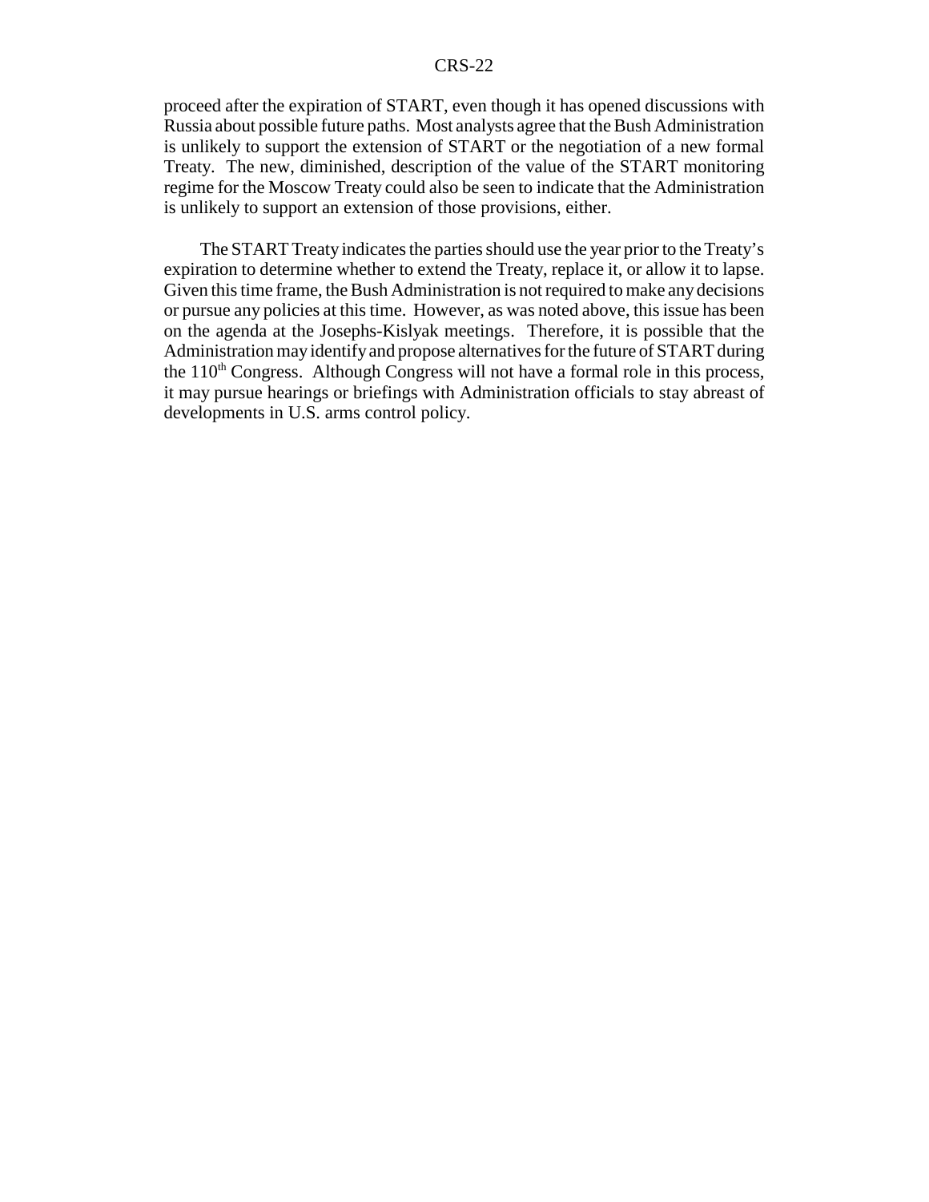proceed after the expiration of START, even though it has opened discussions with Russia about possible future paths. Most analysts agree that the Bush Administration is unlikely to support the extension of START or the negotiation of a new formal Treaty. The new, diminished, description of the value of the START monitoring regime for the Moscow Treaty could also be seen to indicate that the Administration is unlikely to support an extension of those provisions, either.

The START Treaty indicates the parties should use the year prior to the Treaty's expiration to determine whether to extend the Treaty, replace it, or allow it to lapse. Given this time frame, the Bush Administration is not required to make any decisions or pursue any policies at this time. However, as was noted above, this issue has been on the agenda at the Josephs-Kislyak meetings. Therefore, it is possible that the Administration may identify and propose alternatives for the future of START during the 110th Congress. Although Congress will not have a formal role in this process, it may pursue hearings or briefings with Administration officials to stay abreast of developments in U.S. arms control policy.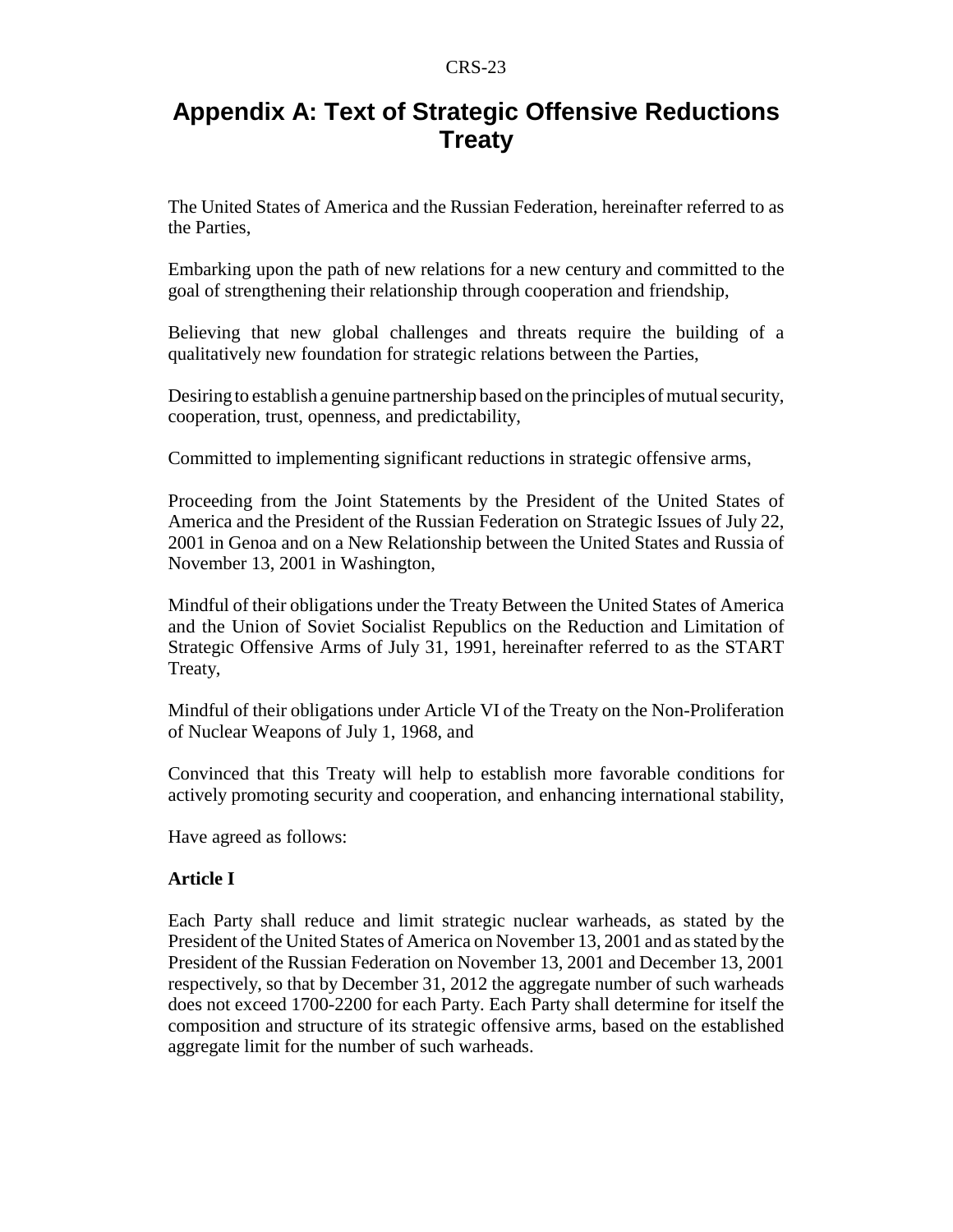# Appendix A: Text of Strategic Offensive Reductions Treaty

The United States of America and the Russian Federation, hereinafter referred to as the Parties,

Embarking upon the path of new relations for a new century and committed to the goal of strengthening their relationship through cooperation and friendship,

Believing that new global challenges and threats require the building of a qualitatively new foundation for strategic relations between the Parties,

Desiring to establish a genuine partnership based on the principles of mutual security, cooperation, trust, openness, and predictability,

Committed to implementing significant reductions in strategic offensive arms,

Proceeding from the Joint Statements by the President of the United States of America and the President of the Russian Federation on Strategic Issues of July 22, 2001 in Genoa and on a New Relationship between the United States and Russia of November 13, 2001 in Washington,

Mindful of their obligations under the Treaty Between the United States of America and the Union of Soviet Socialist Republics on the Reduction and Limitation of Strategic Offensive Arms of July 31, 1991, hereinafter referred to as the START Treaty,

Mindful of their obligations under Article VI of the Treaty on the Non-Proliferation of Nuclear Weapons of July 1, 1968, and

Convinced that this Treaty will help to establish more favorable conditions for actively promoting security and cooperation, and enhancing international stability,

Have agreed as follows:

**Article I**

Each Party shall reduce and limit strategic nuclear warheads, as stated by the President of the United States of America on November 13, 2001 and as stated by the President of the Russian Federation on November 13, 2001 and December 13, 2001 respectively, so that by December 31, 2012 the aggregate number of such warheads does not exceed 1700-2200 for each Party. Each Party shall determine for itself the composition and structure of its strategic offensive arms, based on the established aggregate limit for the number of such warheads.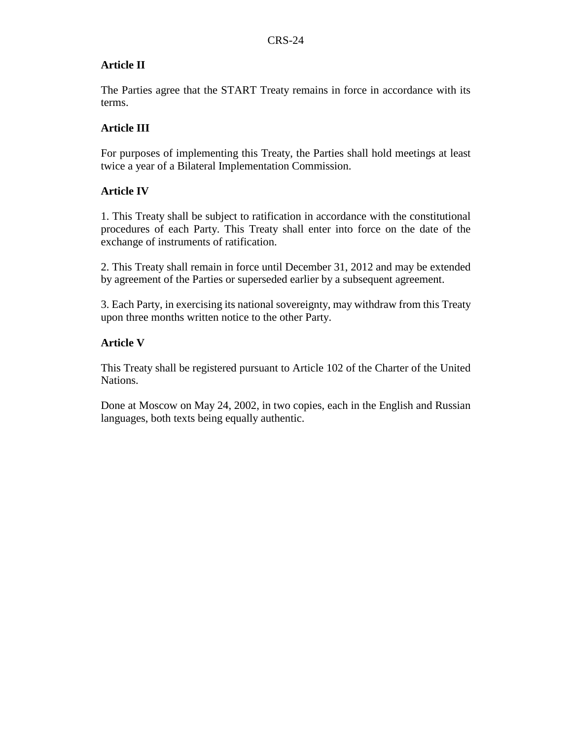**Article II**

The Parties agree that the START Treaty remains in force in accordance with its terms.

**Article III**

For purposes of implementing this Treaty, the Parties shall hold meetings at least twice a year of a Bilateral Implementation Commission.

**Article IV**

1. This Treaty shall be subject to ratification in accordance with the constitutional procedures of each Party. This Treaty shall enter into force on the date of the exchange of instruments of ratification.

2. This Treaty shall remain in force until December 31, 2012 and may be extended by agreement of the Parties or superseded earlier by a subsequent agreement.

3. Each Party, in exercising its national sovereignty, may withdraw from this Treaty upon three months written notice to the other Party.

**Article V**

This Treaty shall be registered pursuant to Article 102 of the Charter of the United Nations.

Done at Moscow on May 24, 2002, in two copies, each in the English and Russian languages, both texts being equally authentic.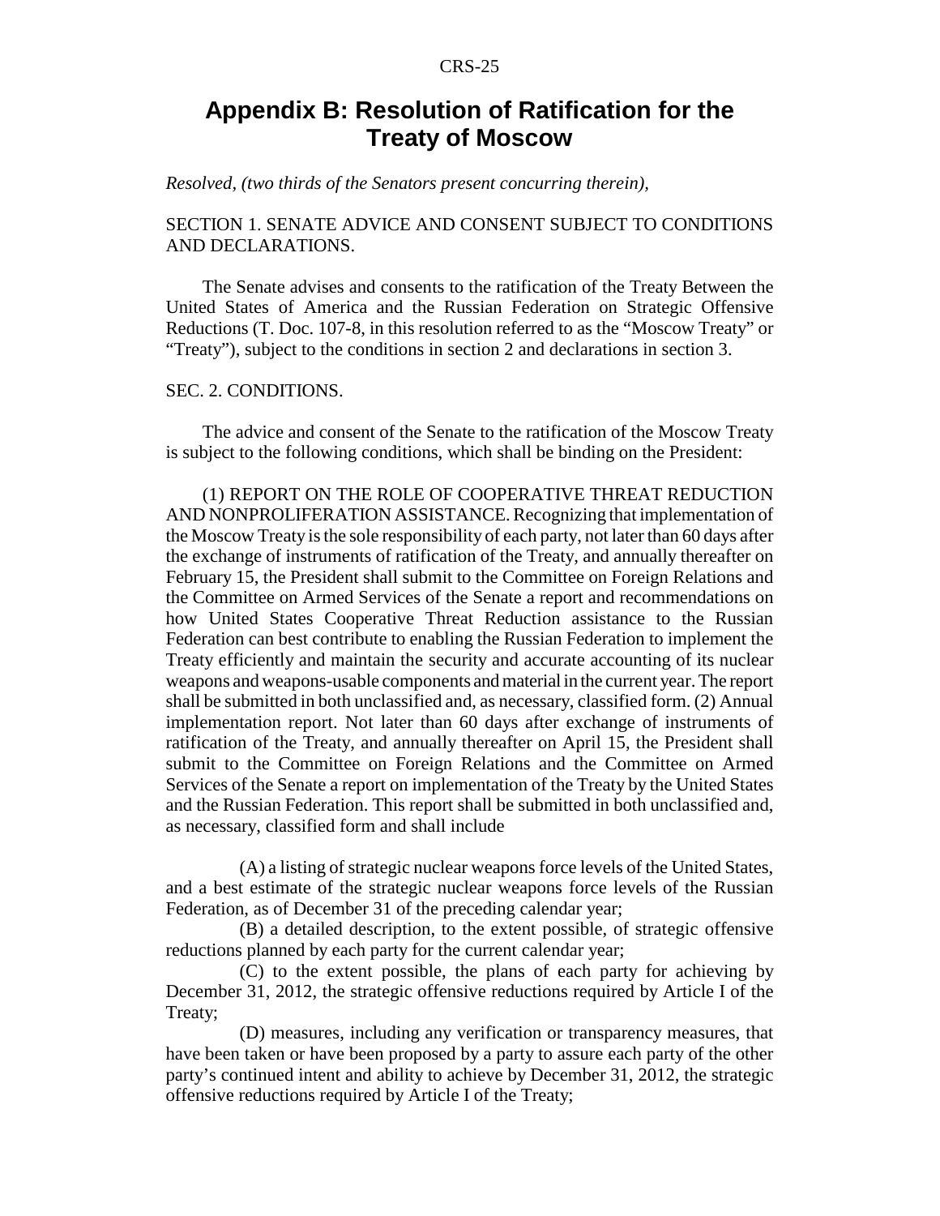# Appendix B: Resolution of Ratification for the Treaty of Moscow

*Resolved, (two thirds of the Senators present concurring therein),*

SECTION 1. SENATE ADVICE AND CONSENT SUBJECT TO CONDITIONS AND DECLARATIONS.

The Senate advises and consents to the ratification of the Treaty Between the United States of America and the Russian Federation on Strategic Offensive Reductions (T. Doc. 107-8, in this resolution referred to as the "Moscow Treaty" or "Treaty"), subject to the conditions in section 2 and declarations in section 3.

SEC. 2. CONDITIONS.

The advice and consent of the Senate to the ratification of the Moscow Treaty is subject to the following conditions, which shall be binding on the President:

(1) REPORT ON THE ROLE OF COOPERATIVE THREAT REDUCTION AND NONPROLIFERATION ASSISTANCE. Recognizing that implementation of the Moscow Treaty is the sole responsibility of each party, not later than 60 days after the exchange of instruments of ratification of the Treaty, and annually thereafter on February 15, the President shall submit to the Committee on Foreign Relations and the Committee on Armed Services of the Senate a report and recommendations on how United States Cooperative Threat Reduction assistance to the Russian Federation can best contribute to enabling the Russian Federation to implement the Treaty efficiently and maintain the security and accurate accounting of its nuclear weapons and weapons-usable components and material in the current year. The report shall be submitted in both unclassified and, as necessary, classified form. (2) Annual implementation report. Not later than 60 days after exchange of instruments of ratification of the Treaty, and annually thereafter on April 15, the President shall submit to the Committee on Foreign Relations and the Committee on Armed Services of the Senate a report on implementation of the Treaty by the United States and the Russian Federation. This report shall be submitted in both unclassified and, as necessary, classified form and shall include

(A) a listing of strategic nuclear weapons force levels of the United States, and a best estimate of the strategic nuclear weapons force levels of the Russian Federation, as of December 31 of the preceding calendar year;

(B) a detailed description, to the extent possible, of strategic offensive reductions planned by each party for the current calendar year;

(C) to the extent possible, the plans of each party for achieving by December 31, 2012, the strategic offensive reductions required by Article I of the Treaty;

(D) measures, including any verification or transparency measures, that have been taken or have been proposed by a party to assure each party of the other party's continued intent and ability to achieve by December 31, 2012, the strategic offensive reductions required by Article I of the Treaty;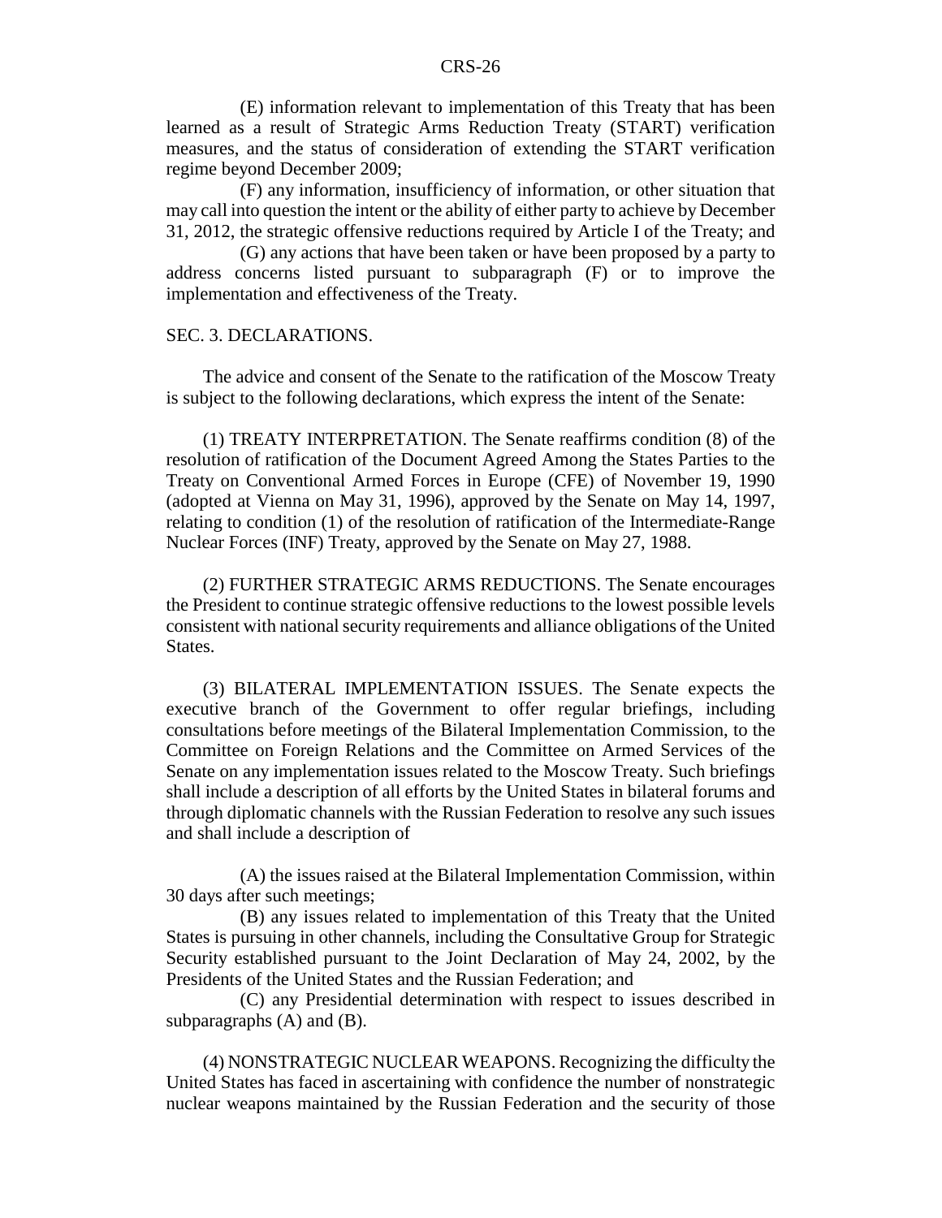(E) information relevant to implementation of this Treaty that has been learned as a result of Strategic Arms Reduction Treaty (START) verification measures, and the status of consideration of extending the START verification regime beyond December 2009;

(F) any information, insufficiency of information, or other situation that may call into question the intent or the ability of either party to achieve by December 31, 2012, the strategic offensive reductions required by Article I of the Treaty; and

(G) any actions that have been taken or have been proposed by a party to address concerns listed pursuant to subparagraph (F) or to improve the implementation and effectiveness of the Treaty.

SEC. 3. DECLARATIONS.

The advice and consent of the Senate to the ratification of the Moscow Treaty is subject to the following declarations, which express the intent of the Senate:

(1) TREATY INTERPRETATION. The Senate reaffirms condition (8) of the resolution of ratification of the Document Agreed Among the States Parties to the Treaty on Conventional Armed Forces in Europe (CFE) of November 19, 1990 (adopted at Vienna on May 31, 1996), approved by the Senate on May 14, 1997, relating to condition (1) of the resolution of ratification of the Intermediate-Range Nuclear Forces (INF) Treaty, approved by the Senate on May 27, 1988.

(2) FURTHER STRATEGIC ARMS REDUCTIONS. The Senate encourages the President to continue strategic offensive reductions to the lowest possible levels consistent with national security requirements and alliance obligations of the United States.

(3) BILATERAL IMPLEMENTATION ISSUES. The Senate expects the executive branch of the Government to offer regular briefings, including consultations before meetings of the Bilateral Implementation Commission, to the Committee on Foreign Relations and the Committee on Armed Services of the Senate on any implementation issues related to the Moscow Treaty. Such briefings shall include a description of all efforts by the United States in bilateral forums and through diplomatic channels with the Russian Federation to resolve any such issues and shall include a description of

(A) the issues raised at the Bilateral Implementation Commission, within 30 days after such meetings;

(B) any issues related to implementation of this Treaty that the United States is pursuing in other channels, including the Consultative Group for Strategic Security established pursuant to the Joint Declaration of May 24, 2002, by the Presidents of the United States and the Russian Federation; and

(C) any Presidential determination with respect to issues described in subparagraphs (A) and (B).

(4) NONSTRATEGIC NUCLEAR WEAPONS. Recognizing the difficulty the United States has faced in ascertaining with confidence the number of nonstrategic nuclear weapons maintained by the Russian Federation and the security of those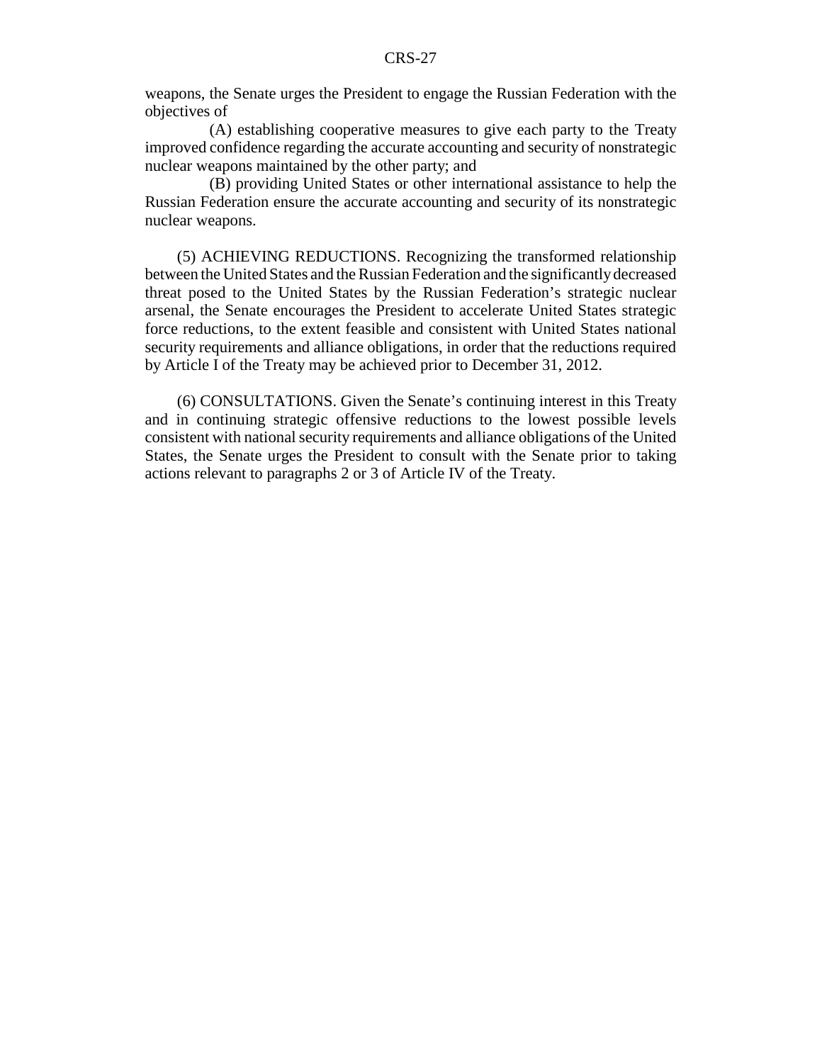weapons, the Senate urges the President to engage the Russian Federation with the objectives of

(A) establishing cooperative measures to give each party to the Treaty improved confidence regarding the accurate accounting and security of nonstrategic nuclear weapons maintained by the other party; and

(B) providing United States or other international assistance to help the Russian Federation ensure the accurate accounting and security of its nonstrategic nuclear weapons.

(5) ACHIEVING REDUCTIONS. Recognizing the transformed relationship between the United States and the Russian Federation and the significantly decreased threat posed to the United States by the Russian Federation's strategic nuclear arsenal, the Senate encourages the President to accelerate United States strategic force reductions, to the extent feasible and consistent with United States national security requirements and alliance obligations, in order that the reductions required by Article I of the Treaty may be achieved prior to December 31, 2012.

(6) CONSULTATIONS. Given the Senate's continuing interest in this Treaty and in continuing strategic offensive reductions to the lowest possible levels consistent with national security requirements and alliance obligations of the United States, the Senate urges the President to consult with the Senate prior to taking actions relevant to paragraphs 2 or 3 of Article IV of the Treaty.